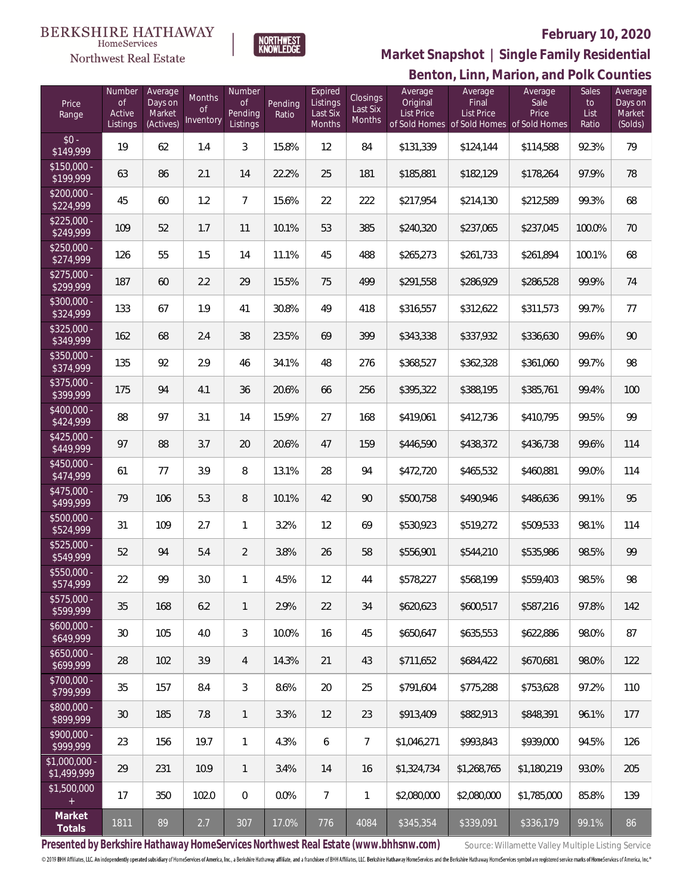BERKSHIRE HATHAWAY HomeServices Northwest Real Estate | NORTHWEST KNOWLEDGE

## February 10, 2020

## Market Snapshot | Single Family Residential

## Benton, Linn, Marion, and Polk Counties

| Price Range | Number of Active Listings | Average Days on Market (Actives) | Months of Inventory | Number of Pending Listings | Pending Ratio | Expired Listings Last Six Months | Closings Last Six Months | Average Original List Price of Sold Homes | Average Final List Price of Sold Homes | Average Sale Price of Sold Homes | Sales to List Ratio | Average Days on Market (Solds) |
|---|---|---|---|---|---|---|---|---|---|---|---|---|
| $0 - $149,999 | 19 | 62 | 1.4 | 3 | 15.8% | 12 | 84 | $131,339 | $124,144 | $114,588 | 92.3% | 79 |
| $150,000 - $199,999 | 63 | 86 | 2.1 | 14 | 22.2% | 25 | 181 | $185,881 | $182,129 | $178,264 | 97.9% | 78 |
| $200,000 - $224,999 | 45 | 60 | 1.2 | 7 | 15.6% | 22 | 222 | $217,954 | $214,130 | $212,589 | 99.3% | 68 |
| $225,000 - $249,999 | 109 | 52 | 1.7 | 11 | 10.1% | 53 | 385 | $240,320 | $237,065 | $237,045 | 100.0% | 70 |
| $250,000 - $274,999 | 126 | 55 | 1.5 | 14 | 11.1% | 45 | 488 | $265,273 | $261,733 | $261,894 | 100.1% | 68 |
| $275,000 - $299,999 | 187 | 60 | 2.2 | 29 | 15.5% | 75 | 499 | $291,558 | $286,929 | $286,528 | 99.9% | 74 |
| $300,000 - $324,999 | 133 | 67 | 1.9 | 41 | 30.8% | 49 | 418 | $316,557 | $312,622 | $311,573 | 99.7% | 77 |
| $325,000 - $349,999 | 162 | 68 | 2.4 | 38 | 23.5% | 69 | 399 | $343,338 | $337,932 | $336,630 | 99.6% | 90 |
| $350,000 - $374,999 | 135 | 92 | 2.9 | 46 | 34.1% | 48 | 276 | $368,527 | $362,328 | $361,060 | 99.7% | 98 |
| $375,000 - $399,999 | 175 | 94 | 4.1 | 36 | 20.6% | 66 | 256 | $395,322 | $388,195 | $385,761 | 99.4% | 100 |
| $400,000 - $424,999 | 88 | 97 | 3.1 | 14 | 15.9% | 27 | 168 | $419,061 | $412,736 | $410,795 | 99.5% | 99 |
| $425,000 - $449,999 | 97 | 88 | 3.7 | 20 | 20.6% | 47 | 159 | $446,590 | $438,372 | $436,738 | 99.6% | 114 |
| $450,000 - $474,999 | 61 | 77 | 3.9 | 8 | 13.1% | 28 | 94 | $472,720 | $465,532 | $460,881 | 99.0% | 114 |
| $475,000 - $499,999 | 79 | 106 | 5.3 | 8 | 10.1% | 42 | 90 | $500,758 | $490,946 | $486,636 | 99.1% | 95 |
| $500,000 - $524,999 | 31 | 109 | 2.7 | 1 | 3.2% | 12 | 69 | $530,923 | $519,272 | $509,533 | 98.1% | 114 |
| $525,000 - $549,999 | 52 | 94 | 5.4 | 2 | 3.8% | 26 | 58 | $556,901 | $544,210 | $535,986 | 98.5% | 99 |
| $550,000 - $574,999 | 22 | 99 | 3.0 | 1 | 4.5% | 12 | 44 | $578,227 | $568,199 | $559,403 | 98.5% | 98 |
| $575,000 - $599,999 | 35 | 168 | 6.2 | 1 | 2.9% | 22 | 34 | $620,623 | $600,517 | $587,216 | 97.8% | 142 |
| $600,000 - $649,999 | 30 | 105 | 4.0 | 3 | 10.0% | 16 | 45 | $650,647 | $635,553 | $622,886 | 98.0% | 87 |
| $650,000 - $699,999 | 28 | 102 | 3.9 | 4 | 14.3% | 21 | 43 | $711,652 | $684,422 | $670,681 | 98.0% | 122 |
| $700,000 - $799,999 | 35 | 157 | 8.4 | 3 | 8.6% | 20 | 25 | $791,604 | $775,288 | $753,628 | 97.2% | 110 |
| $800,000 - $899,999 | 30 | 185 | 7.8 | 1 | 3.3% | 12 | 23 | $913,409 | $882,913 | $848,391 | 96.1% | 177 |
| $900,000 - $999,999 | 23 | 156 | 19.7 | 1 | 4.3% | 6 | 7 | $1,046,271 | $993,843 | $939,000 | 94.5% | 126 |
| $1,000,000 - $1,499,999 | 29 | 231 | 10.9 | 1 | 3.4% | 14 | 16 | $1,324,734 | $1,268,765 | $1,180,219 | 93.0% | 205 |
| $1,500,000 + | 17 | 350 | 102.0 | 0 | 0.0% | 7 | 1 | $2,080,000 | $2,080,000 | $1,785,000 | 85.8% | 139 |
| **Market Totals** | 1811 | 89 | 2.7 | 307 | 17.0% | 776 | 4084 | $345,354 | $339,091 | $336,179 | 99.1% | 86 |

**Presented by Berkshire Hathaway HomeServices Northwest Real Estate (www.bhhsnw.com)** Source: Willamette Valley Multiple Listing Service

© 2019 BHH Affiliates, LLC. An independently operated subsidiary of HomeServices of America, Inc., a Berkshire Hathaway affiliate, and a franchisee of BHH Affiliates, LLC. Berkshire Hathaway HomeServices and the Berkshire Hathaway HomeServices symbol are registered service marks of HomeServices of America, Inc.®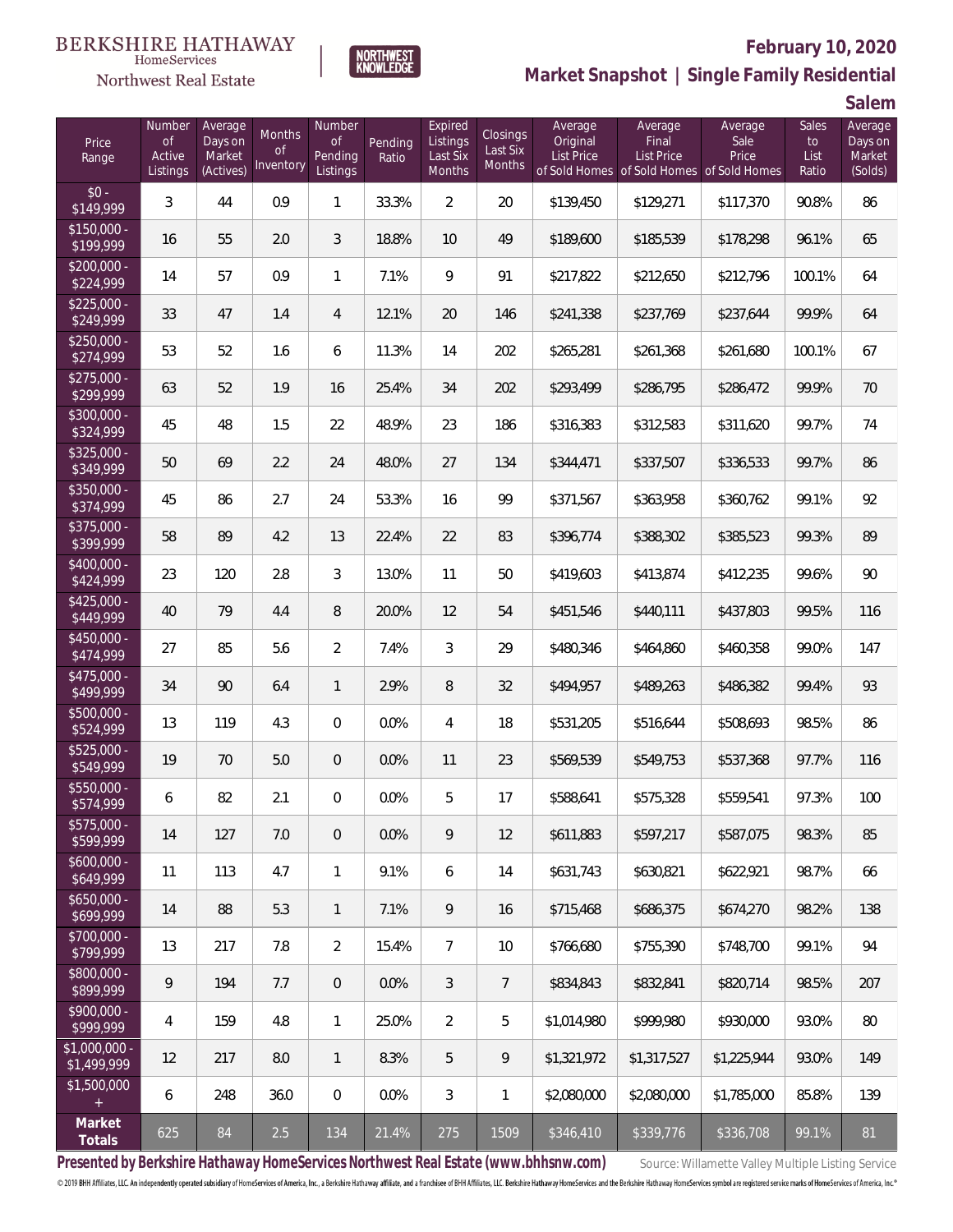BERKSHIRE HATHAWAY HomeServices Northwest Real Estate

NORTHWEST KNOWLEDGE

# February 10, 2020

## Market Snapshot | Single Family Residential

### Salem

| Price Range | Number of Active Listings | Average Days on Market (Actives) | Months of Inventory | Number of Pending Listings | Pending Ratio | Expired Listings Last Six Months | Closings Last Six Months | Average Original List Price of Sold Homes | Average Final List Price of Sold Homes | Average Sale Price of Sold Homes | Sales to List Ratio | Average Days on Market (Solds) |
|---|---|---|---|---|---|---|---|---|---|---|---|---|
| $0 - $149,999 | 3 | 44 | 0.9 | 1 | 33.3% | 2 | 20 | $139,450 | $129,271 | $117,370 | 90.8% | 86 |
| $150,000 - $199,999 | 16 | 55 | 2.0 | 3 | 18.8% | 10 | 49 | $189,600 | $185,539 | $178,298 | 96.1% | 65 |
| $200,000 - $224,999 | 14 | 57 | 0.9 | 1 | 7.1% | 9 | 91 | $217,822 | $212,650 | $212,796 | 100.1% | 64 |
| $225,000 - $249,999 | 33 | 47 | 1.4 | 4 | 12.1% | 20 | 146 | $241,338 | $237,769 | $237,644 | 99.9% | 64 |
| $250,000 - $274,999 | 53 | 52 | 1.6 | 6 | 11.3% | 14 | 202 | $265,281 | $261,368 | $261,680 | 100.1% | 67 |
| $275,000 - $299,999 | 63 | 52 | 1.9 | 16 | 25.4% | 34 | 202 | $293,499 | $286,795 | $286,472 | 99.9% | 70 |
| $300,000 - $324,999 | 45 | 48 | 1.5 | 22 | 48.9% | 23 | 186 | $316,383 | $312,583 | $311,620 | 99.7% | 74 |
| $325,000 - $349,999 | 50 | 69 | 2.2 | 24 | 48.0% | 27 | 134 | $344,471 | $337,507 | $336,533 | 99.7% | 86 |
| $350,000 - $374,999 | 45 | 86 | 2.7 | 24 | 53.3% | 16 | 99 | $371,567 | $363,958 | $360,762 | 99.1% | 92 |
| $375,000 - $399,999 | 58 | 89 | 4.2 | 13 | 22.4% | 22 | 83 | $396,774 | $388,302 | $385,523 | 99.3% | 89 |
| $400,000 - $424,999 | 23 | 120 | 2.8 | 3 | 13.0% | 11 | 50 | $419,603 | $413,874 | $412,235 | 99.6% | 90 |
| $425,000 - $449,999 | 40 | 79 | 4.4 | 8 | 20.0% | 12 | 54 | $451,546 | $440,111 | $437,803 | 99.5% | 116 |
| $450,000 - $474,999 | 27 | 85 | 5.6 | 2 | 7.4% | 3 | 29 | $480,346 | $464,860 | $460,358 | 99.0% | 147 |
| $475,000 - $499,999 | 34 | 90 | 6.4 | 1 | 2.9% | 8 | 32 | $494,957 | $489,263 | $486,382 | 99.4% | 93 |
| $500,000 - $524,999 | 13 | 119 | 4.3 | 0 | 0.0% | 4 | 18 | $531,205 | $516,644 | $508,693 | 98.5% | 86 |
| $525,000 - $549,999 | 19 | 70 | 5.0 | 0 | 0.0% | 11 | 23 | $569,539 | $549,753 | $537,368 | 97.7% | 116 |
| $550,000 - $574,999 | 6 | 82 | 2.1 | 0 | 0.0% | 5 | 17 | $588,641 | $575,328 | $559,541 | 97.3% | 100 |
| $575,000 - $599,999 | 14 | 127 | 7.0 | 0 | 0.0% | 9 | 12 | $611,883 | $597,217 | $587,075 | 98.3% | 85 |
| $600,000 - $649,999 | 11 | 113 | 4.7 | 1 | 9.1% | 6 | 14 | $631,743 | $630,821 | $622,921 | 98.7% | 66 |
| $650,000 - $699,999 | 14 | 88 | 5.3 | 1 | 7.1% | 9 | 16 | $715,468 | $686,375 | $674,270 | 98.2% | 138 |
| $700,000 - $799,999 | 13 | 217 | 7.8 | 2 | 15.4% | 7 | 10 | $766,680 | $755,390 | $748,700 | 99.1% | 94 |
| $800,000 - $899,999 | 9 | 194 | 7.7 | 0 | 0.0% | 3 | 7 | $834,843 | $832,841 | $820,714 | 98.5% | 207 |
| $900,000 - $999,999 | 4 | 159 | 4.8 | 1 | 25.0% | 2 | 5 | $1,014,980 | $999,980 | $930,000 | 93.0% | 80 |
| $1,000,000 - $1,499,999 | 12 | 217 | 8.0 | 1 | 8.3% | 5 | 9 | $1,321,972 | $1,317,527 | $1,225,944 | 93.0% | 149 |
| $1,500,000 + | 6 | 248 | 36.0 | 0 | 0.0% | 3 | 1 | $2,080,000 | $2,080,000 | $1,785,000 | 85.8% | 139 |
| **Market Totals** | 625 | 84 | 2.5 | 134 | 21.4% | 275 | 1509 | $346,410 | $339,776 | $336,708 | 99.1% | 81 |

**Presented by Berkshire Hathaway HomeServices Northwest Real Estate (www.bhhsnw.com)**

Source: Willamette Valley Multiple Listing Service

© 2019 BHH Affiliates, LLC. An independently operated subsidiary of HomeServices of America, Inc., a Berkshire Hathaway affiliate, and a franchisee of BHH Affiliates, LLC. Berkshire Hathaway HomeServices and the Berkshire Hathaway HomeServices symbol are registered service marks of HomeServices of America, Inc.®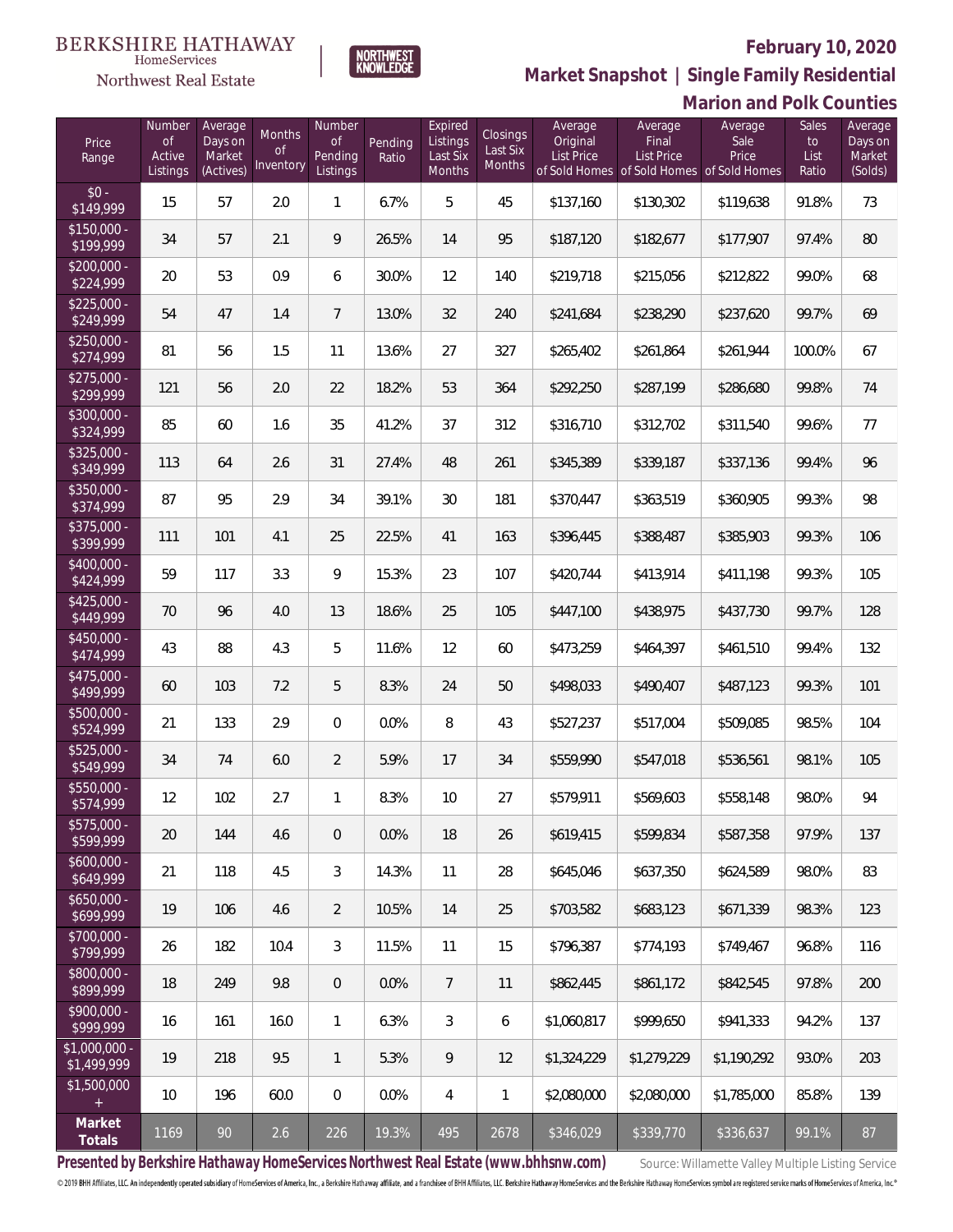BERKSHIRE HATHAWAY HomeServices Northwest Real Estate

NORTHWEST KNOWLEDGE

## February 10, 2020

## Market Snapshot | Single Family Residential

## Marion and Polk Counties

| Price Range | Number of Active Listings | Average Days on Market (Actives) | Months of Inventory | Number of Pending Listings | Pending Ratio | Expired Listings Last Six Months | Closings Last Six Months | Average Original List Price of Sold Homes | Average Final List Price of Sold Homes | Average Sale Price of Sold Homes | Sales to List Ratio | Average Days on Market (Solds) |
|---|---|---|---|---|---|---|---|---|---|---|---|---|
| $0 - $149,999 | 15 | 57 | 2.0 | 1 | 6.7% | 5 | 45 | $137,160 | $130,302 | $119,638 | 91.8% | 73 |
| $150,000 - $199,999 | 34 | 57 | 2.1 | 9 | 26.5% | 14 | 95 | $187,120 | $182,677 | $177,907 | 97.4% | 80 |
| $200,000 - $224,999 | 20 | 53 | 0.9 | 6 | 30.0% | 12 | 140 | $219,718 | $215,056 | $212,822 | 99.0% | 68 |
| $225,000 - $249,999 | 54 | 47 | 1.4 | 7 | 13.0% | 32 | 240 | $241,684 | $238,290 | $237,620 | 99.7% | 69 |
| $250,000 - $274,999 | 81 | 56 | 1.5 | 11 | 13.6% | 27 | 327 | $265,402 | $261,864 | $261,944 | 100.0% | 67 |
| $275,000 - $299,999 | 121 | 56 | 2.0 | 22 | 18.2% | 53 | 364 | $292,250 | $287,199 | $286,680 | 99.8% | 74 |
| $300,000 - $324,999 | 85 | 60 | 1.6 | 35 | 41.2% | 37 | 312 | $316,710 | $312,702 | $311,540 | 99.6% | 77 |
| $325,000 - $349,999 | 113 | 64 | 2.6 | 31 | 27.4% | 48 | 261 | $345,389 | $339,187 | $337,136 | 99.4% | 96 |
| $350,000 - $374,999 | 87 | 95 | 2.9 | 34 | 39.1% | 30 | 181 | $370,447 | $363,519 | $360,905 | 99.3% | 98 |
| $375,000 - $399,999 | 111 | 101 | 4.1 | 25 | 22.5% | 41 | 163 | $396,445 | $388,487 | $385,903 | 99.3% | 106 |
| $400,000 - $424,999 | 59 | 117 | 3.3 | 9 | 15.3% | 23 | 107 | $420,744 | $413,914 | $411,198 | 99.3% | 105 |
| $425,000 - $449,999 | 70 | 96 | 4.0 | 13 | 18.6% | 25 | 105 | $447,100 | $438,975 | $437,730 | 99.7% | 128 |
| $450,000 - $474,999 | 43 | 88 | 4.3 | 5 | 11.6% | 12 | 60 | $473,259 | $464,397 | $461,510 | 99.4% | 132 |
| $475,000 - $499,999 | 60 | 103 | 7.2 | 5 | 8.3% | 24 | 50 | $498,033 | $490,407 | $487,123 | 99.3% | 101 |
| $500,000 - $524,999 | 21 | 133 | 2.9 | 0 | 0.0% | 8 | 43 | $527,237 | $517,004 | $509,085 | 98.5% | 104 |
| $525,000 - $549,999 | 34 | 74 | 6.0 | 2 | 5.9% | 17 | 34 | $559,990 | $547,018 | $536,561 | 98.1% | 105 |
| $550,000 - $574,999 | 12 | 102 | 2.7 | 1 | 8.3% | 10 | 27 | $579,911 | $569,603 | $558,148 | 98.0% | 94 |
| $575,000 - $599,999 | 20 | 144 | 4.6 | 0 | 0.0% | 18 | 26 | $619,415 | $599,834 | $587,358 | 97.9% | 137 |
| $600,000 - $649,999 | 21 | 118 | 4.5 | 3 | 14.3% | 11 | 28 | $645,046 | $637,350 | $624,589 | 98.0% | 83 |
| $650,000 - $699,999 | 19 | 106 | 4.6 | 2 | 10.5% | 14 | 25 | $703,582 | $683,123 | $671,339 | 98.3% | 123 |
| $700,000 - $799,999 | 26 | 182 | 10.4 | 3 | 11.5% | 11 | 15 | $796,387 | $774,193 | $749,467 | 96.8% | 116 |
| $800,000 - $899,999 | 18 | 249 | 9.8 | 0 | 0.0% | 7 | 11 | $862,445 | $861,172 | $842,545 | 97.8% | 200 |
| $900,000 - $999,999 | 16 | 161 | 16.0 | 1 | 6.3% | 3 | 6 | $1,060,817 | $999,650 | $941,333 | 94.2% | 137 |
| $1,000,000 - $1,499,999 | 19 | 218 | 9.5 | 1 | 5.3% | 9 | 12 | $1,324,229 | $1,279,229 | $1,190,292 | 93.0% | 203 |
| $1,500,000 + | 10 | 196 | 60.0 | 0 | 0.0% | 4 | 1 | $2,080,000 | $2,080,000 | $1,785,000 | 85.8% | 139 |
| **Market Totals** | 1169 | 90 | 2.6 | 226 | 19.3% | 495 | 2678 | $346,029 | $339,770 | $336,637 | 99.1% | 87 |

**Presented by Berkshire Hathaway HomeServices Northwest Real Estate (www.bhhsnw.com)**

Source: Willamette Valley Multiple Listing Service

© 2019 BHH Affiliates, LLC. An independently operated subsidiary of HomeServices of America, Inc., a Berkshire Hathaway affiliate, and a franchisee of BHH Affiliates, LLC. Berkshire Hathaway HomeServices and the Berkshire Hathaway HomeServices symbol are registered service marks of HomeServices of America, Inc.®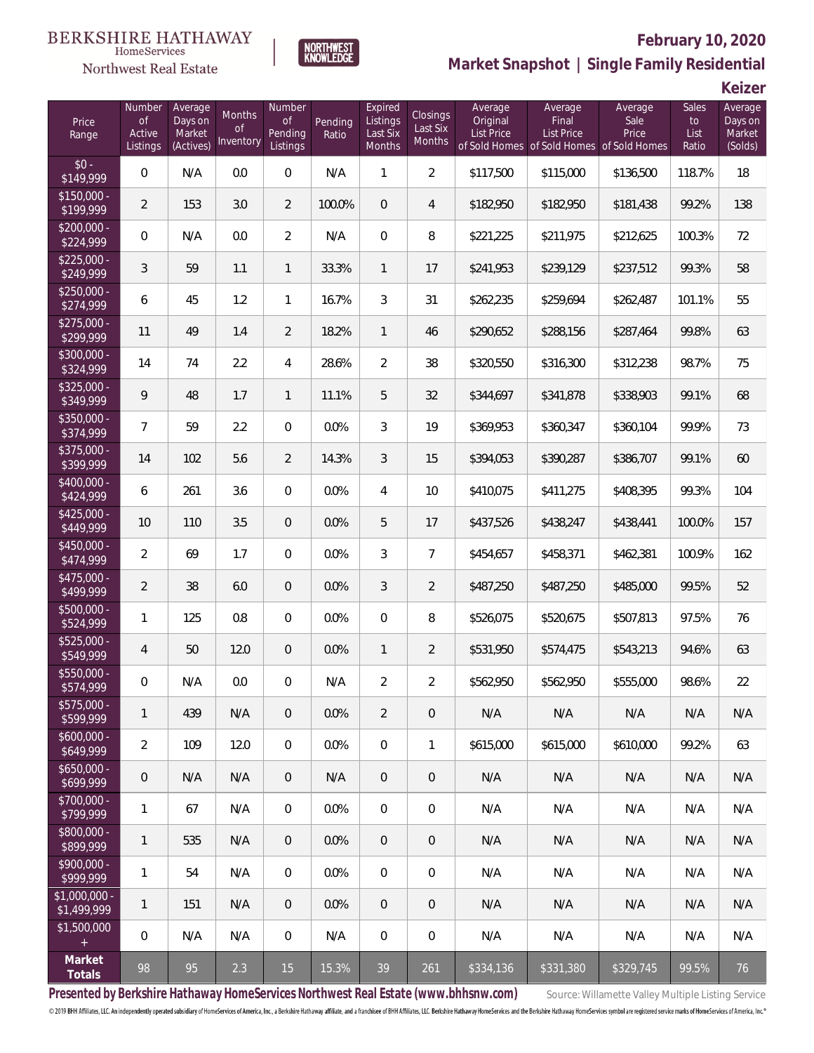BERKSHIRE HATHAWAY HomeServices Northwest Real Estate

NORTHWEST KNOWLEDGE

# February 10, 2020

## Market Snapshot | Single Family Residential

### Keizer

| Price Range | Number of Active Listings | Average Days on Market (Actives) | Months of Inventory | Number of Pending Listings | Pending Ratio | Expired Listings Last Six Months | Closings Last Six Months | Average Original List Price of Sold Homes | Average Final List Price of Sold Homes | Average Sale Price of Sold Homes | Sales to List Ratio | Average Days on Market (Solds) |
|---|---|---|---|---|---|---|---|---|---|---|---|---|
| $0 - $149,999 | 0 | N/A | 0.0 | 0 | N/A | 1 | 2 | $117,500 | $115,000 | $136,500 | 118.7% | 18 |
| $150,000 - $199,999 | 2 | 153 | 3.0 | 2 | 100.0% | 0 | 4 | $182,950 | $182,950 | $181,438 | 99.2% | 138 |
| $200,000 - $224,999 | 0 | N/A | 0.0 | 2 | N/A | 0 | 8 | $221,225 | $211,975 | $212,625 | 100.3% | 72 |
| $225,000 - $249,999 | 3 | 59 | 1.1 | 1 | 33.3% | 1 | 17 | $241,953 | $239,129 | $237,512 | 99.3% | 58 |
| $250,000 - $274,999 | 6 | 45 | 1.2 | 1 | 16.7% | 3 | 31 | $262,235 | $259,694 | $262,487 | 101.1% | 55 |
| $275,000 - $299,999 | 11 | 49 | 1.4 | 2 | 18.2% | 1 | 46 | $290,652 | $288,156 | $287,464 | 99.8% | 63 |
| $300,000 - $324,999 | 14 | 74 | 2.2 | 4 | 28.6% | 2 | 38 | $320,550 | $316,300 | $312,238 | 98.7% | 75 |
| $325,000 - $349,999 | 9 | 48 | 1.7 | 1 | 11.1% | 5 | 32 | $344,697 | $341,878 | $338,903 | 99.1% | 68 |
| $350,000 - $374,999 | 7 | 59 | 2.2 | 0 | 0.0% | 3 | 19 | $369,953 | $360,347 | $360,104 | 99.9% | 73 |
| $375,000 - $399,999 | 14 | 102 | 5.6 | 2 | 14.3% | 3 | 15 | $394,053 | $390,287 | $386,707 | 99.1% | 60 |
| $400,000 - $424,999 | 6 | 261 | 3.6 | 0 | 0.0% | 4 | 10 | $410,075 | $411,275 | $408,395 | 99.3% | 104 |
| $425,000 - $449,999 | 10 | 110 | 3.5 | 0 | 0.0% | 5 | 17 | $437,526 | $438,247 | $438,441 | 100.0% | 157 |
| $450,000 - $474,999 | 2 | 69 | 1.7 | 0 | 0.0% | 3 | 7 | $454,657 | $458,371 | $462,381 | 100.9% | 162 |
| $475,000 - $499,999 | 2 | 38 | 6.0 | 0 | 0.0% | 3 | 2 | $487,250 | $487,250 | $485,000 | 99.5% | 52 |
| $500,000 - $524,999 | 1 | 125 | 0.8 | 0 | 0.0% | 0 | 8 | $526,075 | $520,675 | $507,813 | 97.5% | 76 |
| $525,000 - $549,999 | 4 | 50 | 12.0 | 0 | 0.0% | 1 | 2 | $531,950 | $574,475 | $543,213 | 94.6% | 63 |
| $550,000 - $574,999 | 0 | N/A | 0.0 | 0 | N/A | 2 | 2 | $562,950 | $562,950 | $555,000 | 98.6% | 22 |
| $575,000 - $599,999 | 1 | 439 | N/A | 0 | 0.0% | 2 | 0 | N/A | N/A | N/A | N/A | N/A |
| $600,000 - $649,999 | 2 | 109 | 12.0 | 0 | 0.0% | 0 | 1 | $615,000 | $615,000 | $610,000 | 99.2% | 63 |
| $650,000 - $699,999 | 0 | N/A | N/A | 0 | N/A | 0 | 0 | N/A | N/A | N/A | N/A | N/A |
| $700,000 - $799,999 | 1 | 67 | N/A | 0 | 0.0% | 0 | 0 | N/A | N/A | N/A | N/A | N/A |
| $800,000 - $899,999 | 1 | 535 | N/A | 0 | 0.0% | 0 | 0 | N/A | N/A | N/A | N/A | N/A |
| $900,000 - $999,999 | 1 | 54 | N/A | 0 | 0.0% | 0 | 0 | N/A | N/A | N/A | N/A | N/A |
| $1,000,000 - $1,499,999 | 1 | 151 | N/A | 0 | 0.0% | 0 | 0 | N/A | N/A | N/A | N/A | N/A |
| $1,500,000 + | 0 | N/A | N/A | 0 | N/A | 0 | 0 | N/A | N/A | N/A | N/A | N/A |
| **Market Totals** | 98 | 95 | 2.3 | 15 | 15.3% | 39 | 261 | $334,136 | $331,380 | $329,745 | 99.5% | 76 |

**Presented by Berkshire Hathaway HomeServices Northwest Real Estate (www.bhhsnw.com)**

Source: Willamette Valley Multiple Listing Service

© 2019 BHH Affiliates, LLC. An independently operated subsidiary of HomeServices of America, Inc., a Berkshire Hathaway affiliate, and a franchisee of BHH Affiliates, LLC. Berkshire Hathaway HomeServices and the Berkshire Hathaway HomeServices symbol are registered service marks of HomeServices of America, Inc.®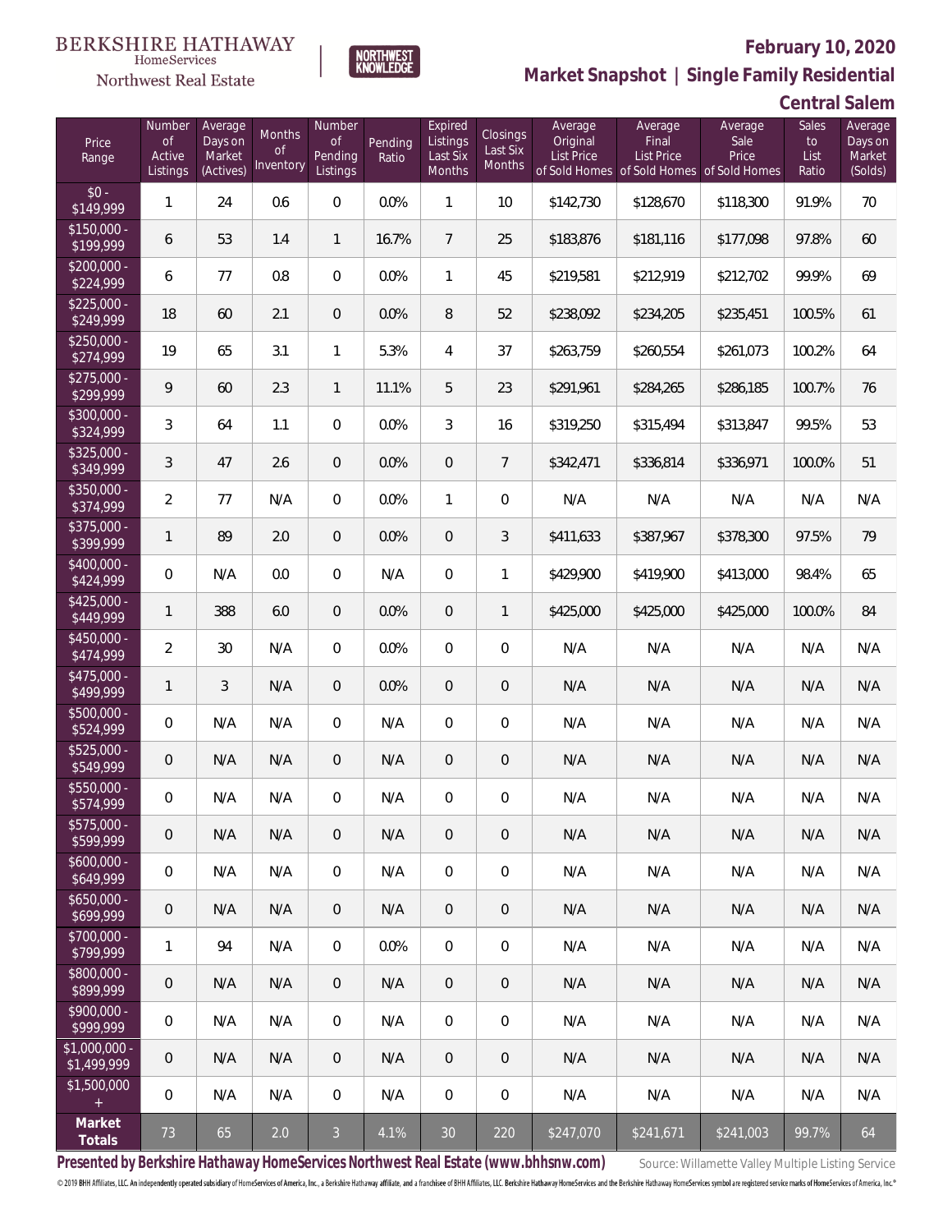BERKSHIRE HATHAWAY HomeServices Northwest Real Estate

NORTHWEST KNOWLEDGE

# February 10, 2020

## Market Snapshot | Single Family Residential

### Central Salem

| Price Range | Number of Active Listings | Average Days on Market (Actives) | Months of Inventory | Number of Pending Listings | Pending Ratio | Expired Listings Last Six Months | Closings Last Six Months | Average Original List Price of Sold Homes | Average Final List Price of Sold Homes | Average Sale Price of Sold Homes | Sales to List Ratio | Average Days on Market (Solds) |
|---|---|---|---|---|---|---|---|---|---|---|---|---|
| $0 - $149,999 | 1 | 24 | 0.6 | 0 | 0.0% | 1 | 10 | $142,730 | $128,670 | $118,300 | 91.9% | 70 |
| $150,000 - $199,999 | 6 | 53 | 1.4 | 1 | 16.7% | 7 | 25 | $183,876 | $181,116 | $177,098 | 97.8% | 60 |
| $200,000 - $224,999 | 6 | 77 | 0.8 | 0 | 0.0% | 1 | 45 | $219,581 | $212,919 | $212,702 | 99.9% | 69 |
| $225,000 - $249,999 | 18 | 60 | 2.1 | 0 | 0.0% | 8 | 52 | $238,092 | $234,205 | $235,451 | 100.5% | 61 |
| $250,000 - $274,999 | 19 | 65 | 3.1 | 1 | 5.3% | 4 | 37 | $263,759 | $260,554 | $261,073 | 100.2% | 64 |
| $275,000 - $299,999 | 9 | 60 | 2.3 | 1 | 11.1% | 5 | 23 | $291,961 | $284,265 | $286,185 | 100.7% | 76 |
| $300,000 - $324,999 | 3 | 64 | 1.1 | 0 | 0.0% | 3 | 16 | $319,250 | $315,494 | $313,847 | 99.5% | 53 |
| $325,000 - $349,999 | 3 | 47 | 2.6 | 0 | 0.0% | 0 | 7 | $342,471 | $336,814 | $336,971 | 100.0% | 51 |
| $350,000 - $374,999 | 2 | 77 | N/A | 0 | 0.0% | 1 | 0 | N/A | N/A | N/A | N/A | N/A |
| $375,000 - $399,999 | 1 | 89 | 2.0 | 0 | 0.0% | 0 | 3 | $411,633 | $387,967 | $378,300 | 97.5% | 79 |
| $400,000 - $424,999 | 0 | N/A | 0.0 | 0 | N/A | 0 | 1 | $429,900 | $419,900 | $413,000 | 98.4% | 65 |
| $425,000 - $449,999 | 1 | 388 | 6.0 | 0 | 0.0% | 0 | 1 | $425,000 | $425,000 | $425,000 | 100.0% | 84 |
| $450,000 - $474,999 | 2 | 30 | N/A | 0 | 0.0% | 0 | 0 | N/A | N/A | N/A | N/A | N/A |
| $475,000 - $499,999 | 1 | 3 | N/A | 0 | 0.0% | 0 | 0 | N/A | N/A | N/A | N/A | N/A |
| $500,000 - $524,999 | 0 | N/A | N/A | 0 | N/A | 0 | 0 | N/A | N/A | N/A | N/A | N/A |
| $525,000 - $549,999 | 0 | N/A | N/A | 0 | N/A | 0 | 0 | N/A | N/A | N/A | N/A | N/A |
| $550,000 - $574,999 | 0 | N/A | N/A | 0 | N/A | 0 | 0 | N/A | N/A | N/A | N/A | N/A |
| $575,000 - $599,999 | 0 | N/A | N/A | 0 | N/A | 0 | 0 | N/A | N/A | N/A | N/A | N/A |
| $600,000 - $649,999 | 0 | N/A | N/A | 0 | N/A | 0 | 0 | N/A | N/A | N/A | N/A | N/A |
| $650,000 - $699,999 | 0 | N/A | N/A | 0 | N/A | 0 | 0 | N/A | N/A | N/A | N/A | N/A |
| $700,000 - $799,999 | 1 | 94 | N/A | 0 | 0.0% | 0 | 0 | N/A | N/A | N/A | N/A | N/A |
| $800,000 - $899,999 | 0 | N/A | N/A | 0 | N/A | 0 | 0 | N/A | N/A | N/A | N/A | N/A |
| $900,000 - $999,999 | 0 | N/A | N/A | 0 | N/A | 0 | 0 | N/A | N/A | N/A | N/A | N/A |
| $1,000,000 - $1,499,999 | 0 | N/A | N/A | 0 | N/A | 0 | 0 | N/A | N/A | N/A | N/A | N/A |
| $1,500,000 + | 0 | N/A | N/A | 0 | N/A | 0 | 0 | N/A | N/A | N/A | N/A | N/A |
| **Market Totals** | 73 | 65 | 2.0 | 3 | 4.1% | 30 | 220 | $247,070 | $241,671 | $241,003 | 99.7% | 64 |

**Presented by Berkshire Hathaway HomeServices Northwest Real Estate (www.bhhsnw.com)** Source: Willamette Valley Multiple Listing Service

© 2019 BHH Affiliates, LLC. An independently operated subsidiary of HomeServices of America, Inc., a Berkshire Hathaway affiliate, and a franchisee of BHH Affiliates, LLC. Berkshire Hathaway HomeServices and the Berkshire Hathaway HomeServices symbol are registered service marks of HomeServices of America, Inc.®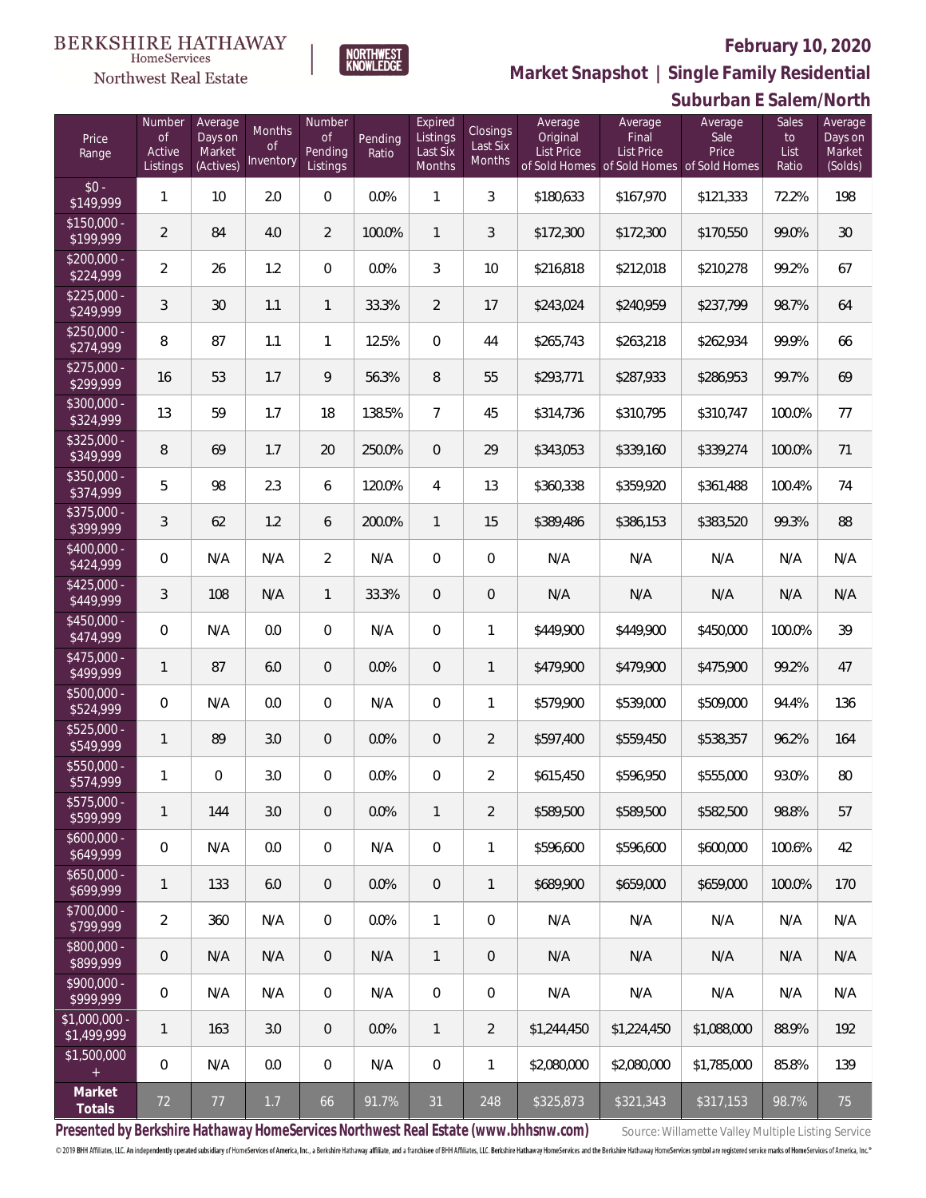BERKSHIRE HATHAWAY HomeServices Northwest Real Estate

NORTHWEST KNOWLEDGE

**February 10, 2020**

**Market Snapshot | Single Family Residential**

**Suburban E Salem/North**

| Price Range | Number of Active Listings | Average Days on Market (Actives) | Months of Inventory | Number of Pending Listings | Pending Ratio | Expired Listings Last Six Months | Closings Last Six Months | Average Original List Price of Sold Homes | Average Final List Price of Sold Homes | Average Sale Price of Sold Homes | Sales to List Ratio | Average Days on Market (Solds) |
|---|---|---|---|---|---|---|---|---|---|---|---|---|
| $0 - $149,999 | 1 | 10 | 2.0 | 0 | 0.0% | 1 | 3 | $180,633 | $167,970 | $121,333 | 72.2% | 198 |
| $150,000 - $199,999 | 2 | 84 | 4.0 | 2 | 100.0% | 1 | 3 | $172,300 | $172,300 | $170,550 | 99.0% | 30 |
| $200,000 - $224,999 | 2 | 26 | 1.2 | 0 | 0.0% | 3 | 10 | $216,818 | $212,018 | $210,278 | 99.2% | 67 |
| $225,000 - $249,999 | 3 | 30 | 1.1 | 1 | 33.3% | 2 | 17 | $243,024 | $240,959 | $237,799 | 98.7% | 64 |
| $250,000 - $274,999 | 8 | 87 | 1.1 | 1 | 12.5% | 0 | 44 | $265,743 | $263,218 | $262,934 | 99.9% | 66 |
| $275,000 - $299,999 | 16 | 53 | 1.7 | 9 | 56.3% | 8 | 55 | $293,771 | $287,933 | $286,953 | 99.7% | 69 |
| $300,000 - $324,999 | 13 | 59 | 1.7 | 18 | 138.5% | 7 | 45 | $314,736 | $310,795 | $310,747 | 100.0% | 77 |
| $325,000 - $349,999 | 8 | 69 | 1.7 | 20 | 250.0% | 0 | 29 | $343,053 | $339,160 | $339,274 | 100.0% | 71 |
| $350,000 - $374,999 | 5 | 98 | 2.3 | 6 | 120.0% | 4 | 13 | $360,338 | $359,920 | $361,488 | 100.4% | 74 |
| $375,000 - $399,999 | 3 | 62 | 1.2 | 6 | 200.0% | 1 | 15 | $389,486 | $386,153 | $383,520 | 99.3% | 88 |
| $400,000 - $424,999 | 0 | N/A | N/A | 2 | N/A | 0 | 0 | N/A | N/A | N/A | N/A | N/A |
| $425,000 - $449,999 | 3 | 108 | N/A | 1 | 33.3% | 0 | 0 | N/A | N/A | N/A | N/A | N/A |
| $450,000 - $474,999 | 0 | N/A | 0.0 | 0 | N/A | 0 | 1 | $449,900 | $449,900 | $450,000 | 100.0% | 39 |
| $475,000 - $499,999 | 1 | 87 | 6.0 | 0 | 0.0% | 0 | 1 | $479,900 | $479,900 | $475,900 | 99.2% | 47 |
| $500,000 - $524,999 | 0 | N/A | 0.0 | 0 | N/A | 0 | 1 | $579,900 | $539,000 | $509,000 | 94.4% | 136 |
| $525,000 - $549,999 | 1 | 89 | 3.0 | 0 | 0.0% | 0 | 2 | $597,400 | $559,450 | $538,357 | 96.2% | 164 |
| $550,000 - $574,999 | 1 | 0 | 3.0 | 0 | 0.0% | 0 | 2 | $615,450 | $596,950 | $555,000 | 93.0% | 80 |
| $575,000 - $599,999 | 1 | 144 | 3.0 | 0 | 0.0% | 1 | 2 | $589,500 | $589,500 | $582,500 | 98.8% | 57 |
| $600,000 - $649,999 | 0 | N/A | 0.0 | 0 | N/A | 0 | 1 | $596,600 | $596,600 | $600,000 | 100.6% | 42 |
| $650,000 - $699,999 | 1 | 133 | 6.0 | 0 | 0.0% | 0 | 1 | $689,900 | $659,000 | $659,000 | 100.0% | 170 |
| $700,000 - $799,999 | 2 | 360 | N/A | 0 | 0.0% | 1 | 0 | N/A | N/A | N/A | N/A | N/A |
| $800,000 - $899,999 | 0 | N/A | N/A | 0 | N/A | 1 | 0 | N/A | N/A | N/A | N/A | N/A |
| $900,000 - $999,999 | 0 | N/A | N/A | 0 | N/A | 0 | 0 | N/A | N/A | N/A | N/A | N/A |
| $1,000,000 - $1,499,999 | 1 | 163 | 3.0 | 0 | 0.0% | 1 | 2 | $1,244,450 | $1,224,450 | $1,088,000 | 88.9% | 192 |
| $1,500,000 + | 0 | N/A | 0.0 | 0 | N/A | 0 | 1 | $2,080,000 | $2,080,000 | $1,785,000 | 85.8% | 139 |
| **Market Totals** | 72 | 77 | 1.7 | 66 | 91.7% | 31 | 248 | $325,873 | $321,343 | $317,153 | 98.7% | 75 |

**Presented by Berkshire Hathaway HomeServices Northwest Real Estate (www.bhhsnw.com)**

Source: Willamette Valley Multiple Listing Service

© 2019 BHH Affiliates, LLC. An independently operated subsidiary of HomeServices of America, Inc., a Berkshire Hathaway affiliate, and a franchisee of BHH Affiliates, LLC. Berkshire Hathaway HomeServices and the Berkshire Hathaway HomeServices symbol are registered service marks of HomeServices of America, Inc.®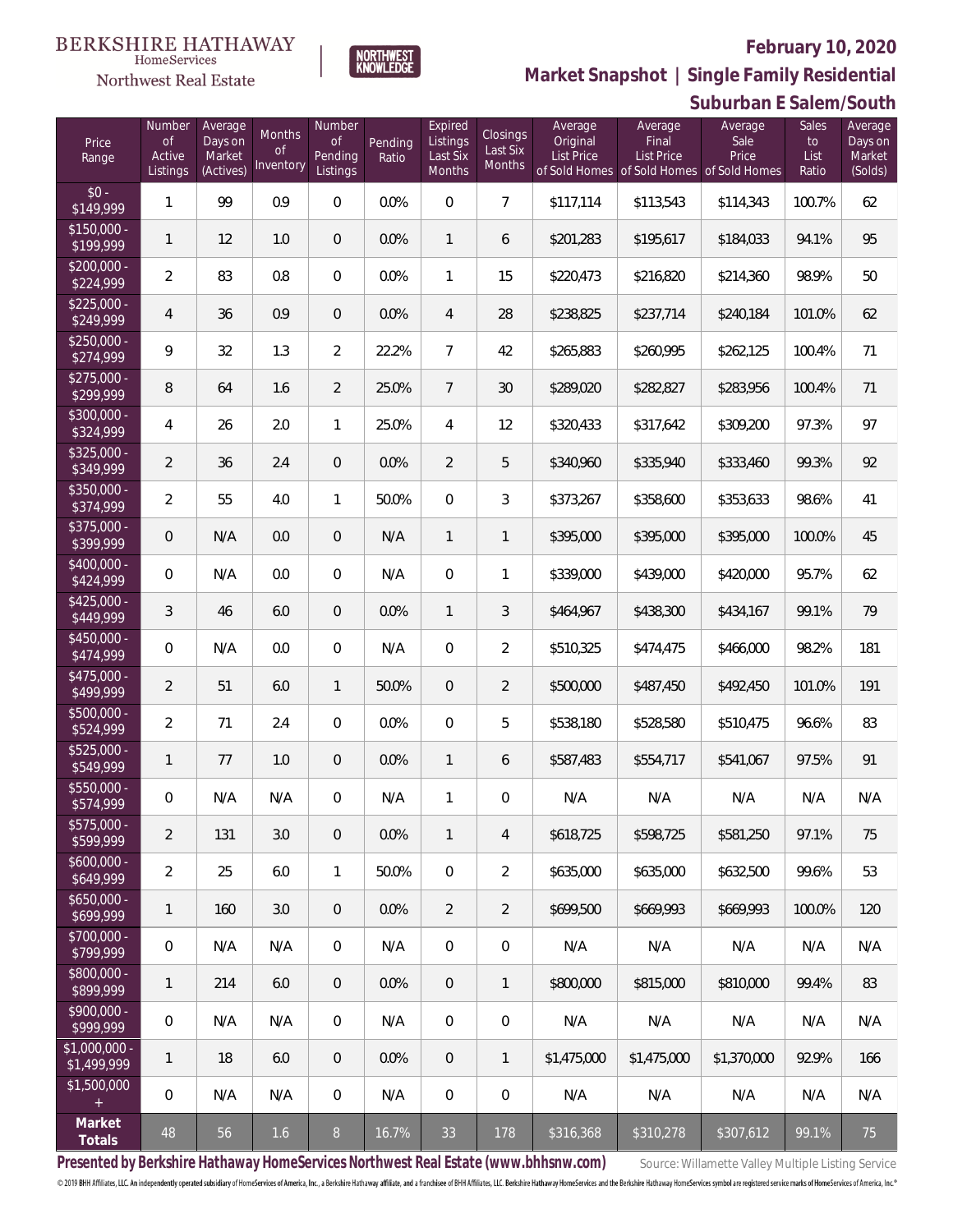BERKSHIRE HATHAWAY
HomeServices
Northwest Real Estate

NORTHWEST KNOWLEDGE

**February 10, 2020**

**Market Snapshot | Single Family Residential**

**Suburban E Salem/South**

| Price Range | Number of Active Listings | Average Days on Market (Actives) | Months of Inventory | Number of Pending Listings | Pending Ratio | Expired Listings Last Six Months | Closings Last Six Months | Average Original List Price of Sold Homes | Average Final List Price of Sold Homes | Average Sale Price of Sold Homes | Sales to List Ratio | Average Days on Market (Solds) |
|---|---|---|---|---|---|---|---|---|---|---|---|---|
| $0 - $149,999 | 1 | 99 | 0.9 | 0 | 0.0% | 0 | 7 | $117,114 | $113,543 | $114,343 | 100.7% | 62 |
| $150,000 - $199,999 | 1 | 12 | 1.0 | 0 | 0.0% | 1 | 6 | $201,283 | $195,617 | $184,033 | 94.1% | 95 |
| $200,000 - $224,999 | 2 | 83 | 0.8 | 0 | 0.0% | 1 | 15 | $220,473 | $216,820 | $214,360 | 98.9% | 50 |
| $225,000 - $249,999 | 4 | 36 | 0.9 | 0 | 0.0% | 4 | 28 | $238,825 | $237,714 | $240,184 | 101.0% | 62 |
| $250,000 - $274,999 | 9 | 32 | 1.3 | 2 | 22.2% | 7 | 42 | $265,883 | $260,995 | $262,125 | 100.4% | 71 |
| $275,000 - $299,999 | 8 | 64 | 1.6 | 2 | 25.0% | 7 | 30 | $289,020 | $282,827 | $283,956 | 100.4% | 71 |
| $300,000 - $324,999 | 4 | 26 | 2.0 | 1 | 25.0% | 4 | 12 | $320,433 | $317,642 | $309,200 | 97.3% | 97 |
| $325,000 - $349,999 | 2 | 36 | 2.4 | 0 | 0.0% | 2 | 5 | $340,960 | $335,940 | $333,460 | 99.3% | 92 |
| $350,000 - $374,999 | 2 | 55 | 4.0 | 1 | 50.0% | 0 | 3 | $373,267 | $358,600 | $353,633 | 98.6% | 41 |
| $375,000 - $399,999 | 0 | N/A | 0.0 | 0 | N/A | 1 | 1 | $395,000 | $395,000 | $395,000 | 100.0% | 45 |
| $400,000 - $424,999 | 0 | N/A | 0.0 | 0 | N/A | 0 | 1 | $339,000 | $439,000 | $420,000 | 95.7% | 62 |
| $425,000 - $449,999 | 3 | 46 | 6.0 | 0 | 0.0% | 1 | 3 | $464,967 | $438,300 | $434,167 | 99.1% | 79 |
| $450,000 - $474,999 | 0 | N/A | 0.0 | 0 | N/A | 0 | 2 | $510,325 | $474,475 | $466,000 | 98.2% | 181 |
| $475,000 - $499,999 | 2 | 51 | 6.0 | 1 | 50.0% | 0 | 2 | $500,000 | $487,450 | $492,450 | 101.0% | 191 |
| $500,000 - $524,999 | 2 | 71 | 2.4 | 0 | 0.0% | 0 | 5 | $538,180 | $528,580 | $510,475 | 96.6% | 83 |
| $525,000 - $549,999 | 1 | 77 | 1.0 | 0 | 0.0% | 1 | 6 | $587,483 | $554,717 | $541,067 | 97.5% | 91 |
| $550,000 - $574,999 | 0 | N/A | N/A | 0 | N/A | 1 | 0 | N/A | N/A | N/A | N/A | N/A |
| $575,000 - $599,999 | 2 | 131 | 3.0 | 0 | 0.0% | 1 | 4 | $618,725 | $598,725 | $581,250 | 97.1% | 75 |
| $600,000 - $649,999 | 2 | 25 | 6.0 | 1 | 50.0% | 0 | 2 | $635,000 | $635,000 | $632,500 | 99.6% | 53 |
| $650,000 - $699,999 | 1 | 160 | 3.0 | 0 | 0.0% | 2 | 2 | $699,500 | $669,993 | $669,993 | 100.0% | 120 |
| $700,000 - $799,999 | 0 | N/A | N/A | 0 | N/A | 0 | 0 | N/A | N/A | N/A | N/A | N/A |
| $800,000 - $899,999 | 1 | 214 | 6.0 | 0 | 0.0% | 0 | 1 | $800,000 | $815,000 | $810,000 | 99.4% | 83 |
| $900,000 - $999,999 | 0 | N/A | N/A | 0 | N/A | 0 | 0 | N/A | N/A | N/A | N/A | N/A |
| $1,000,000 - $1,499,999 | 1 | 18 | 6.0 | 0 | 0.0% | 0 | 1 | $1,475,000 | $1,475,000 | $1,370,000 | 92.9% | 166 |
| $1,500,000 + | 0 | N/A | N/A | 0 | N/A | 0 | 0 | N/A | N/A | N/A | N/A | N/A |
| **Market Totals** | 48 | 56 | 1.6 | 8 | 16.7% | 33 | 178 | $316,368 | $310,278 | $307,612 | 99.1% | 75 |

**Presented by Berkshire Hathaway HomeServices Northwest Real Estate (www.bhhsnw.com)**

Source: Willamette Valley Multiple Listing Service

© 2019 BHH Affiliates, LLC. An independently operated subsidiary of HomeServices of America, Inc., a Berkshire Hathaway affiliate, and a franchisee of BHH Affiliates, LLC. Berkshire Hathaway HomeServices and the Berkshire Hathaway HomeServices symbol are registered service marks of HomeServices of America, Inc.®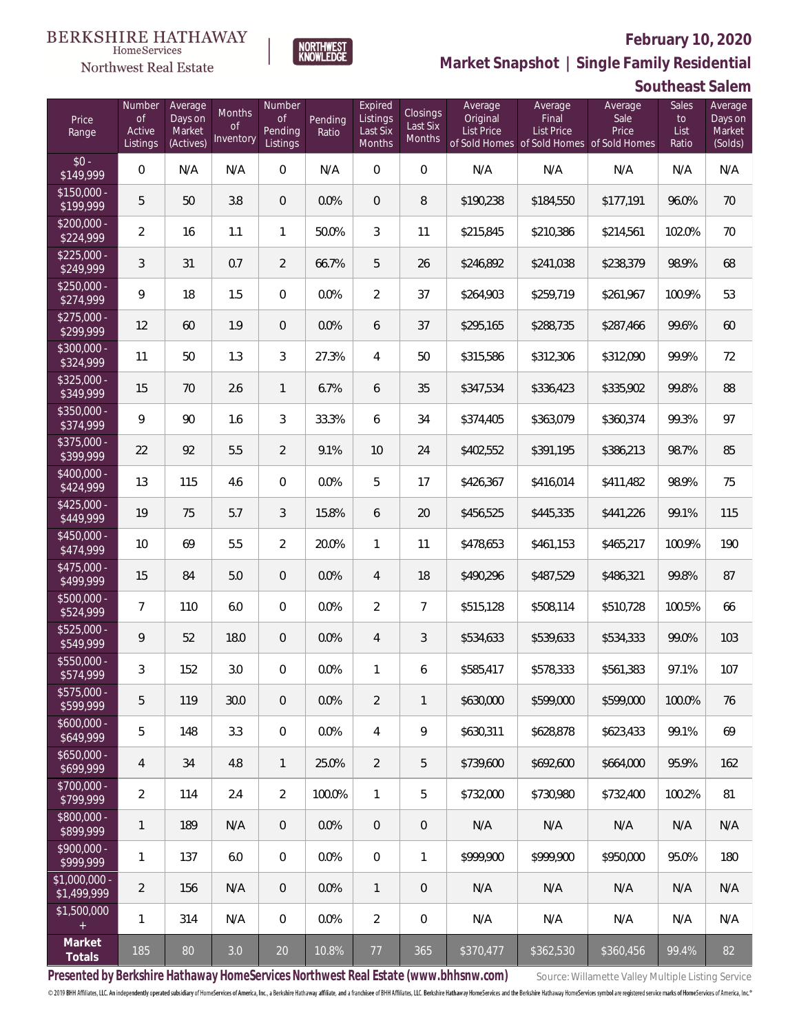BERKSHIRE HATHAWAY HomeServices Northwest Real Estate

NORTHWEST KNOWLEDGE

**February 10, 2020**

**Market Snapshot | Single Family Residential**

**Southeast Salem**

| Price Range | Number of Active Listings | Average Days on Market (Actives) | Months of Inventory | Number of Pending Listings | Pending Ratio | Expired Listings Last Six Months | Closings Last Six Months | Average Original List Price of Sold Homes | Average Final List Price of Sold Homes | Average Sale Price of Sold Homes | Sales to List Ratio | Average Days on Market (Solds) |
|---|---|---|---|---|---|---|---|---|---|---|---|---|
| $0 - $149,999 | 0 | N/A | N/A | 0 | N/A | 0 | 0 | N/A | N/A | N/A | N/A | N/A |
| $150,000 - $199,999 | 5 | 50 | 3.8 | 0 | 0.0% | 0 | 8 | $190,238 | $184,550 | $177,191 | 96.0% | 70 |
| $200,000 - $224,999 | 2 | 16 | 1.1 | 1 | 50.0% | 3 | 11 | $215,845 | $210,386 | $214,561 | 102.0% | 70 |
| $225,000 - $249,999 | 3 | 31 | 0.7 | 2 | 66.7% | 5 | 26 | $246,892 | $241,038 | $238,379 | 98.9% | 68 |
| $250,000 - $274,999 | 9 | 18 | 1.5 | 0 | 0.0% | 2 | 37 | $264,903 | $259,719 | $261,967 | 100.9% | 53 |
| $275,000 - $299,999 | 12 | 60 | 1.9 | 0 | 0.0% | 6 | 37 | $295,165 | $288,735 | $287,466 | 99.6% | 60 |
| $300,000 - $324,999 | 11 | 50 | 1.3 | 3 | 27.3% | 4 | 50 | $315,586 | $312,306 | $312,090 | 99.9% | 72 |
| $325,000 - $349,999 | 15 | 70 | 2.6 | 1 | 6.7% | 6 | 35 | $347,534 | $336,423 | $335,902 | 99.8% | 88 |
| $350,000 - $374,999 | 9 | 90 | 1.6 | 3 | 33.3% | 6 | 34 | $374,405 | $363,079 | $360,374 | 99.3% | 97 |
| $375,000 - $399,999 | 22 | 92 | 5.5 | 2 | 9.1% | 10 | 24 | $402,552 | $391,195 | $386,213 | 98.7% | 85 |
| $400,000 - $424,999 | 13 | 115 | 4.6 | 0 | 0.0% | 5 | 17 | $426,367 | $416,014 | $411,482 | 98.9% | 75 |
| $425,000 - $449,999 | 19 | 75 | 5.7 | 3 | 15.8% | 6 | 20 | $456,525 | $445,335 | $441,226 | 99.1% | 115 |
| $450,000 - $474,999 | 10 | 69 | 5.5 | 2 | 20.0% | 1 | 11 | $478,653 | $461,153 | $465,217 | 100.9% | 190 |
| $475,000 - $499,999 | 15 | 84 | 5.0 | 0 | 0.0% | 4 | 18 | $490,296 | $487,529 | $486,321 | 99.8% | 87 |
| $500,000 - $524,999 | 7 | 110 | 6.0 | 0 | 0.0% | 2 | 7 | $515,128 | $508,114 | $510,728 | 100.5% | 66 |
| $525,000 - $549,999 | 9 | 52 | 18.0 | 0 | 0.0% | 4 | 3 | $534,633 | $539,633 | $534,333 | 99.0% | 103 |
| $550,000 - $574,999 | 3 | 152 | 3.0 | 0 | 0.0% | 1 | 6 | $585,417 | $578,333 | $561,383 | 97.1% | 107 |
| $575,000 - $599,999 | 5 | 119 | 30.0 | 0 | 0.0% | 2 | 1 | $630,000 | $599,000 | $599,000 | 100.0% | 76 |
| $600,000 - $649,999 | 5 | 148 | 3.3 | 0 | 0.0% | 4 | 9 | $630,311 | $628,878 | $623,433 | 99.1% | 69 |
| $650,000 - $699,999 | 4 | 34 | 4.8 | 1 | 25.0% | 2 | 5 | $739,600 | $692,600 | $664,000 | 95.9% | 162 |
| $700,000 - $799,999 | 2 | 114 | 2.4 | 2 | 100.0% | 1 | 5 | $732,000 | $730,980 | $732,400 | 100.2% | 81 |
| $800,000 - $899,999 | 1 | 189 | N/A | 0 | 0.0% | 0 | 0 | N/A | N/A | N/A | N/A | N/A |
| $900,000 - $999,999 | 1 | 137 | 6.0 | 0 | 0.0% | 0 | 1 | $999,900 | $999,900 | $950,000 | 95.0% | 180 |
| $1,000,000 - $1,499,999 | 2 | 156 | N/A | 0 | 0.0% | 1 | 0 | N/A | N/A | N/A | N/A | N/A |
| $1,500,000 + | 1 | 314 | N/A | 0 | 0.0% | 2 | 0 | N/A | N/A | N/A | N/A | N/A |
| **Market Totals** | 185 | 80 | 3.0 | 20 | 10.8% | 77 | 365 | $370,477 | $362,530 | $360,456 | 99.4% | 82 |

**Presented by Berkshire Hathaway HomeServices Northwest Real Estate (www.bhhsnw.com)**

Source: Willamette Valley Multiple Listing Service

© 2019 BHH Affiliates, LLC. An independently operated subsidiary of HomeServices of America, Inc., a Berkshire Hathaway affiliate, and a franchisee of BHH Affiliates, LLC. Berkshire Hathaway HomeServices and the Berkshire Hathaway HomeServices symbol are registered service marks of HomeServices of America, Inc.®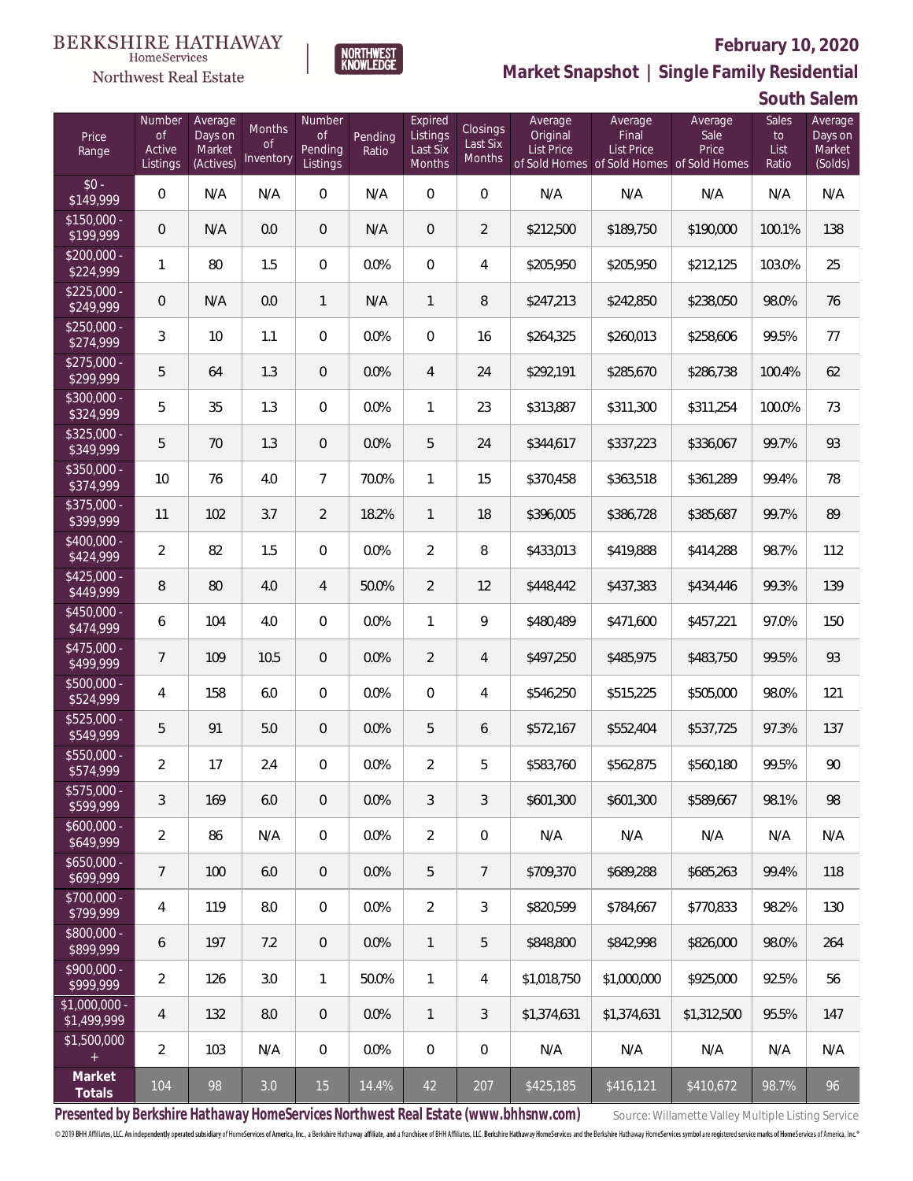BERKSHIRE HATHAWAY HomeServices Northwest Real Estate

NORTHWEST KNOWLEDGE

## February 10, 2020

## Market Snapshot | Single Family Residential

## South Salem

| Price Range | Number of Active Listings | Average Days on Market (Actives) | Months of Inventory | Number of Pending Listings | Pending Ratio | Expired Listings Last Six Months | Closings Last Six Months | Average Original List Price of Sold Homes | Average Final List Price of Sold Homes | Average Sale Price of Sold Homes | Sales to List Ratio | Average Days on Market (Solds) |
|---|---|---|---|---|---|---|---|---|---|---|---|---|
| $0 - $149,999 | 0 | N/A | N/A | 0 | N/A | 0 | 0 | N/A | N/A | N/A | N/A | N/A |
| $150,000 - $199,999 | 0 | N/A | 0.0 | 0 | N/A | 0 | 2 | $212,500 | $189,750 | $190,000 | 100.1% | 138 |
| $200,000 - $224,999 | 1 | 80 | 1.5 | 0 | 0.0% | 0 | 4 | $205,950 | $205,950 | $212,125 | 103.0% | 25 |
| $225,000 - $249,999 | 0 | N/A | 0.0 | 1 | N/A | 1 | 8 | $247,213 | $242,850 | $238,050 | 98.0% | 76 |
| $250,000 - $274,999 | 3 | 10 | 1.1 | 0 | 0.0% | 0 | 16 | $264,325 | $260,013 | $258,606 | 99.5% | 77 |
| $275,000 - $299,999 | 5 | 64 | 1.3 | 0 | 0.0% | 4 | 24 | $292,191 | $285,670 | $286,738 | 100.4% | 62 |
| $300,000 - $324,999 | 5 | 35 | 1.3 | 0 | 0.0% | 1 | 23 | $313,887 | $311,300 | $311,254 | 100.0% | 73 |
| $325,000 - $349,999 | 5 | 70 | 1.3 | 0 | 0.0% | 5 | 24 | $344,617 | $337,223 | $336,067 | 99.7% | 93 |
| $350,000 - $374,999 | 10 | 76 | 4.0 | 7 | 70.0% | 1 | 15 | $370,458 | $363,518 | $361,289 | 99.4% | 78 |
| $375,000 - $399,999 | 11 | 102 | 3.7 | 2 | 18.2% | 1 | 18 | $396,005 | $386,728 | $385,687 | 99.7% | 89 |
| $400,000 - $424,999 | 2 | 82 | 1.5 | 0 | 0.0% | 2 | 8 | $433,013 | $419,888 | $414,288 | 98.7% | 112 |
| $425,000 - $449,999 | 8 | 80 | 4.0 | 4 | 50.0% | 2 | 12 | $448,442 | $437,383 | $434,446 | 99.3% | 139 |
| $450,000 - $474,999 | 6 | 104 | 4.0 | 0 | 0.0% | 1 | 9 | $480,489 | $471,600 | $457,221 | 97.0% | 150 |
| $475,000 - $499,999 | 7 | 109 | 10.5 | 0 | 0.0% | 2 | 4 | $497,250 | $485,975 | $483,750 | 99.5% | 93 |
| $500,000 - $524,999 | 4 | 158 | 6.0 | 0 | 0.0% | 0 | 4 | $546,250 | $515,225 | $505,000 | 98.0% | 121 |
| $525,000 - $549,999 | 5 | 91 | 5.0 | 0 | 0.0% | 5 | 6 | $572,167 | $552,404 | $537,725 | 97.3% | 137 |
| $550,000 - $574,999 | 2 | 17 | 2.4 | 0 | 0.0% | 2 | 5 | $583,760 | $562,875 | $560,180 | 99.5% | 90 |
| $575,000 - $599,999 | 3 | 169 | 6.0 | 0 | 0.0% | 3 | 3 | $601,300 | $601,300 | $589,667 | 98.1% | 98 |
| $600,000 - $649,999 | 2 | 86 | N/A | 0 | 0.0% | 2 | 0 | N/A | N/A | N/A | N/A | N/A |
| $650,000 - $699,999 | 7 | 100 | 6.0 | 0 | 0.0% | 5 | 7 | $709,370 | $689,288 | $685,263 | 99.4% | 118 |
| $700,000 - $799,999 | 4 | 119 | 8.0 | 0 | 0.0% | 2 | 3 | $820,599 | $784,667 | $770,833 | 98.2% | 130 |
| $800,000 - $899,999 | 6 | 197 | 7.2 | 0 | 0.0% | 1 | 5 | $848,800 | $842,998 | $826,000 | 98.0% | 264 |
| $900,000 - $999,999 | 2 | 126 | 3.0 | 1 | 50.0% | 1 | 4 | $1,018,750 | $1,000,000 | $925,000 | 92.5% | 56 |
| $1,000,000 - $1,499,999 | 4 | 132 | 8.0 | 0 | 0.0% | 1 | 3 | $1,374,631 | $1,374,631 | $1,312,500 | 95.5% | 147 |
| $1,500,000 + | 2 | 103 | N/A | 0 | 0.0% | 0 | 0 | N/A | N/A | N/A | N/A | N/A |
| **Market Totals** | 104 | 98 | 3.0 | 15 | 14.4% | 42 | 207 | $425,185 | $416,121 | $410,672 | 98.7% | 96 |

**Presented by Berkshire Hathaway HomeServices Northwest Real Estate (www.bhhsnw.com)** Source: Willamette Valley Multiple Listing Service

© 2019 BHH Affiliates, LLC. An independently operated subsidiary of HomeServices of America, Inc., a Berkshire Hathaway affiliate, and a franchisee of BHH Affiliates, LLC. Berkshire Hathaway HomeServices and the Berkshire Hathaway HomeServices symbol are registered service marks of HomeServices of America, Inc.®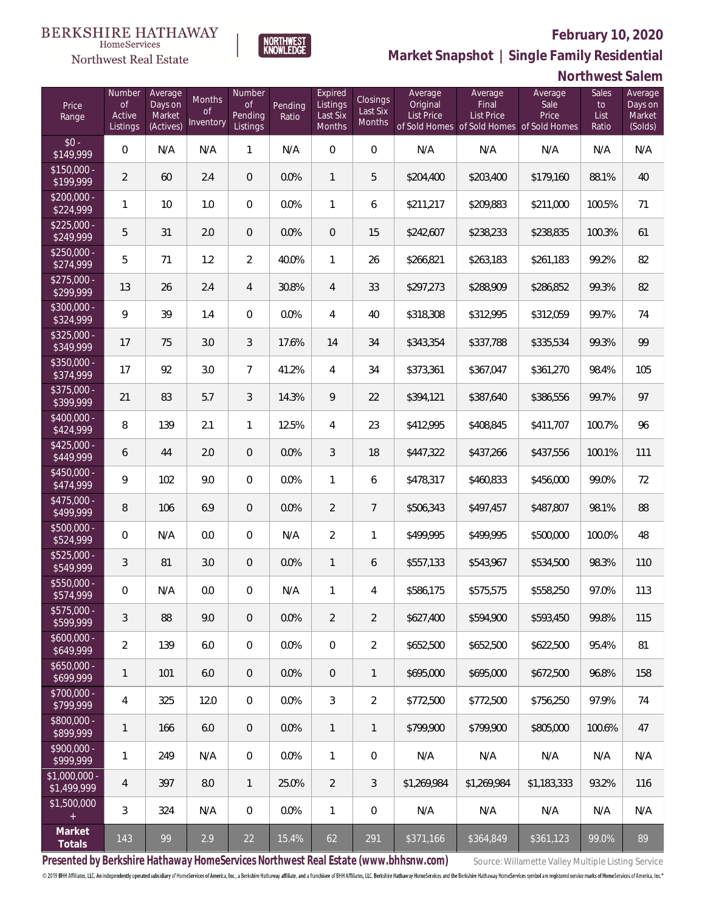BERKSHIRE HATHAWAY HomeServices Northwest Real Estate

NORTHWEST KNOWLEDGE

# February 10, 2020

## Market Snapshot | Single Family Residential

## Northwest Salem

| Price Range | Number of Active Listings | Average Days on Market (Actives) | Months of Inventory | Number of Pending Listings | Pending Ratio | Expired Listings Last Six Months | Closings Last Six Months | Average Original List Price of Sold Homes | Average Final List Price of Sold Homes | Average Sale Price of Sold Homes | Sales to List Ratio | Average Days on Market (Solds) |
|---|---|---|---|---|---|---|---|---|---|---|---|---|
| $0 - $149,999 | 0 | N/A | N/A | 1 | N/A | 0 | 0 | N/A | N/A | N/A | N/A | N/A |
| $150,000 - $199,999 | 2 | 60 | 2.4 | 0 | 0.0% | 1 | 5 | $204,400 | $203,400 | $179,160 | 88.1% | 40 |
| $200,000 - $224,999 | 1 | 10 | 1.0 | 0 | 0.0% | 1 | 6 | $211,217 | $209,883 | $211,000 | 100.5% | 71 |
| $225,000 - $249,999 | 5 | 31 | 2.0 | 0 | 0.0% | 0 | 15 | $242,607 | $238,233 | $238,835 | 100.3% | 61 |
| $250,000 - $274,999 | 5 | 71 | 1.2 | 2 | 40.0% | 1 | 26 | $266,821 | $263,183 | $261,183 | 99.2% | 82 |
| $275,000 - $299,999 | 13 | 26 | 2.4 | 4 | 30.8% | 4 | 33 | $297,273 | $288,909 | $286,852 | 99.3% | 82 |
| $300,000 - $324,999 | 9 | 39 | 1.4 | 0 | 0.0% | 4 | 40 | $318,308 | $312,995 | $312,059 | 99.7% | 74 |
| $325,000 - $349,999 | 17 | 75 | 3.0 | 3 | 17.6% | 14 | 34 | $343,354 | $337,788 | $335,534 | 99.3% | 99 |
| $350,000 - $374,999 | 17 | 92 | 3.0 | 7 | 41.2% | 4 | 34 | $373,361 | $367,047 | $361,270 | 98.4% | 105 |
| $375,000 - $399,999 | 21 | 83 | 5.7 | 3 | 14.3% | 9 | 22 | $394,121 | $387,640 | $386,556 | 99.7% | 97 |
| $400,000 - $424,999 | 8 | 139 | 2.1 | 1 | 12.5% | 4 | 23 | $412,995 | $408,845 | $411,707 | 100.7% | 96 |
| $425,000 - $449,999 | 6 | 44 | 2.0 | 0 | 0.0% | 3 | 18 | $447,322 | $437,266 | $437,556 | 100.1% | 111 |
| $450,000 - $474,999 | 9 | 102 | 9.0 | 0 | 0.0% | 1 | 6 | $478,317 | $460,833 | $456,000 | 99.0% | 72 |
| $475,000 - $499,999 | 8 | 106 | 6.9 | 0 | 0.0% | 2 | 7 | $506,343 | $497,457 | $487,807 | 98.1% | 88 |
| $500,000 - $524,999 | 0 | N/A | 0.0 | 0 | N/A | 2 | 1 | $499,995 | $499,995 | $500,000 | 100.0% | 48 |
| $525,000 - $549,999 | 3 | 81 | 3.0 | 0 | 0.0% | 1 | 6 | $557,133 | $543,967 | $534,500 | 98.3% | 110 |
| $550,000 - $574,999 | 0 | N/A | 0.0 | 0 | N/A | 1 | 4 | $586,175 | $575,575 | $558,250 | 97.0% | 113 |
| $575,000 - $599,999 | 3 | 88 | 9.0 | 0 | 0.0% | 2 | 2 | $627,400 | $594,900 | $593,450 | 99.8% | 115 |
| $600,000 - $649,999 | 2 | 139 | 6.0 | 0 | 0.0% | 0 | 2 | $652,500 | $652,500 | $622,500 | 95.4% | 81 |
| $650,000 - $699,999 | 1 | 101 | 6.0 | 0 | 0.0% | 0 | 1 | $695,000 | $695,000 | $672,500 | 96.8% | 158 |
| $700,000 - $799,999 | 4 | 325 | 12.0 | 0 | 0.0% | 3 | 2 | $772,500 | $772,500 | $756,250 | 97.9% | 74 |
| $800,000 - $899,999 | 1 | 166 | 6.0 | 0 | 0.0% | 1 | 1 | $799,900 | $799,900 | $805,000 | 100.6% | 47 |
| $900,000 - $999,999 | 1 | 249 | N/A | 0 | 0.0% | 1 | 0 | N/A | N/A | N/A | N/A | N/A |
| $1,000,000 - $1,499,999 | 4 | 397 | 8.0 | 1 | 25.0% | 2 | 3 | $1,269,984 | $1,269,984 | $1,183,333 | 93.2% | 116 |
| $1,500,000 + | 3 | 324 | N/A | 0 | 0.0% | 1 | 0 | N/A | N/A | N/A | N/A | N/A |
| **Market Totals** | 143 | 99 | 2.9 | 22 | 15.4% | 62 | 291 | $371,166 | $364,849 | $361,123 | 99.0% | 89 |

**Presented by Berkshire Hathaway HomeServices Northwest Real Estate (www.bhhsnw.com)**

Source: Willamette Valley Multiple Listing Service

© 2019 BHH Affiliates, LLC. An independently operated subsidiary of HomeServices of America, Inc., a Berkshire Hathaway affiliate, and a franchisee of BHH Affiliates, LLC. Berkshire Hathaway HomeServices and the Berkshire Hathaway HomeServices symbol are registered service marks of HomeServices of America, Inc.®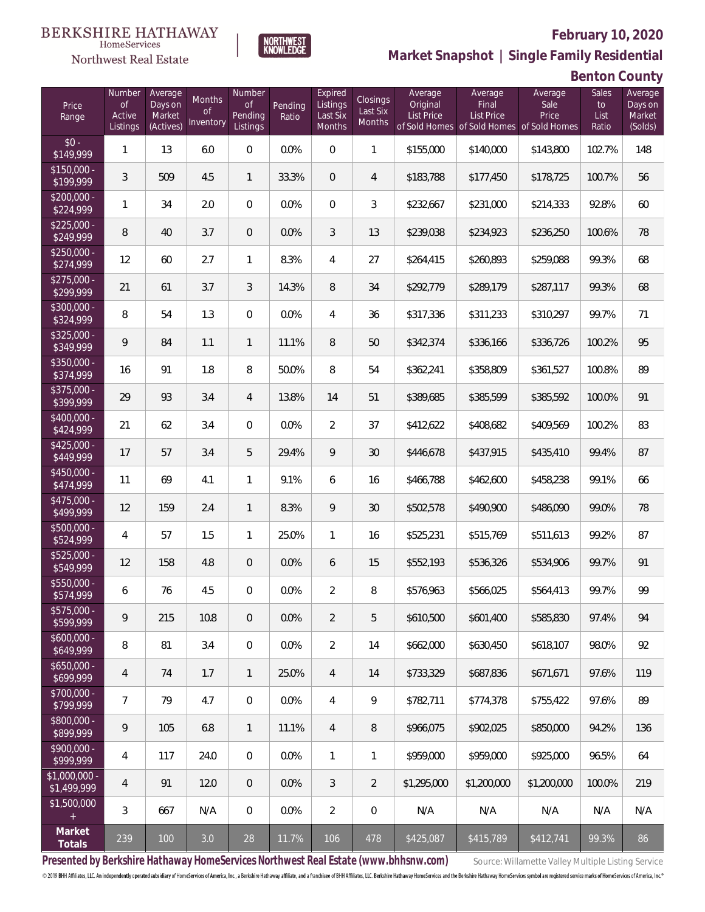BERKSHIRE HATHAWAY HomeServices Northwest Real Estate

NORTHWEST KNOWLEDGE

# February 10, 2020

## Market Snapshot | Single Family Residential

### Benton County

| Price Range | Number of Active Listings | Average Days on Market (Actives) | Months of Inventory | Number of Pending Listings | Pending Ratio | Expired Listings Last Six Months | Closings Last Six Months | Average Original List Price of Sold Homes | Average Final List Price of Sold Homes | Average Sale Price of Sold Homes | Sales to List Ratio | Average Days on Market (Solds) |
|---|---|---|---|---|---|---|---|---|---|---|---|---|
| $0 - $149,999 | 1 | 13 | 6.0 | 0 | 0.0% | 0 | 1 | $155,000 | $140,000 | $143,800 | 102.7% | 148 |
| $150,000 - $199,999 | 3 | 509 | 4.5 | 1 | 33.3% | 0 | 4 | $183,788 | $177,450 | $178,725 | 100.7% | 56 |
| $200,000 - $224,999 | 1 | 34 | 2.0 | 0 | 0.0% | 0 | 3 | $232,667 | $231,000 | $214,333 | 92.8% | 60 |
| $225,000 - $249,999 | 8 | 40 | 3.7 | 0 | 0.0% | 3 | 13 | $239,038 | $234,923 | $236,250 | 100.6% | 78 |
| $250,000 - $274,999 | 12 | 60 | 2.7 | 1 | 8.3% | 4 | 27 | $264,415 | $260,893 | $259,088 | 99.3% | 68 |
| $275,000 - $299,999 | 21 | 61 | 3.7 | 3 | 14.3% | 8 | 34 | $292,779 | $289,179 | $287,117 | 99.3% | 68 |
| $300,000 - $324,999 | 8 | 54 | 1.3 | 0 | 0.0% | 4 | 36 | $317,336 | $311,233 | $310,297 | 99.7% | 71 |
| $325,000 - $349,999 | 9 | 84 | 1.1 | 1 | 11.1% | 8 | 50 | $342,374 | $336,166 | $336,726 | 100.2% | 95 |
| $350,000 - $374,999 | 16 | 91 | 1.8 | 8 | 50.0% | 8 | 54 | $362,241 | $358,809 | $361,527 | 100.8% | 89 |
| $375,000 - $399,999 | 29 | 93 | 3.4 | 4 | 13.8% | 14 | 51 | $389,685 | $385,599 | $385,592 | 100.0% | 91 |
| $400,000 - $424,999 | 21 | 62 | 3.4 | 0 | 0.0% | 2 | 37 | $412,622 | $408,682 | $409,569 | 100.2% | 83 |
| $425,000 - $449,999 | 17 | 57 | 3.4 | 5 | 29.4% | 9 | 30 | $446,678 | $437,915 | $435,410 | 99.4% | 87 |
| $450,000 - $474,999 | 11 | 69 | 4.1 | 1 | 9.1% | 6 | 16 | $466,788 | $462,600 | $458,238 | 99.1% | 66 |
| $475,000 - $499,999 | 12 | 159 | 2.4 | 1 | 8.3% | 9 | 30 | $502,578 | $490,900 | $486,090 | 99.0% | 78 |
| $500,000 - $524,999 | 4 | 57 | 1.5 | 1 | 25.0% | 1 | 16 | $525,231 | $515,769 | $511,613 | 99.2% | 87 |
| $525,000 - $549,999 | 12 | 158 | 4.8 | 0 | 0.0% | 6 | 15 | $552,193 | $536,326 | $534,906 | 99.7% | 91 |
| $550,000 - $574,999 | 6 | 76 | 4.5 | 0 | 0.0% | 2 | 8 | $576,963 | $566,025 | $564,413 | 99.7% | 99 |
| $575,000 - $599,999 | 9 | 215 | 10.8 | 0 | 0.0% | 2 | 5 | $610,500 | $601,400 | $585,830 | 97.4% | 94 |
| $600,000 - $649,999 | 8 | 81 | 3.4 | 0 | 0.0% | 2 | 14 | $662,000 | $630,450 | $618,107 | 98.0% | 92 |
| $650,000 - $699,999 | 4 | 74 | 1.7 | 1 | 25.0% | 4 | 14 | $733,329 | $687,836 | $671,671 | 97.6% | 119 |
| $700,000 - $799,999 | 7 | 79 | 4.7 | 0 | 0.0% | 4 | 9 | $782,711 | $774,378 | $755,422 | 97.6% | 89 |
| $800,000 - $899,999 | 9 | 105 | 6.8 | 1 | 11.1% | 4 | 8 | $966,075 | $902,025 | $850,000 | 94.2% | 136 |
| $900,000 - $999,999 | 4 | 117 | 24.0 | 0 | 0.0% | 1 | 1 | $959,000 | $959,000 | $925,000 | 96.5% | 64 |
| $1,000,000 - $1,499,999 | 4 | 91 | 12.0 | 0 | 0.0% | 3 | 2 | $1,295,000 | $1,200,000 | $1,200,000 | 100.0% | 219 |
| $1,500,000 + | 3 | 667 | N/A | 0 | 0.0% | 2 | 0 | N/A | N/A | N/A | N/A | N/A |
| **Market Totals** | 239 | 100 | 3.0 | 28 | 11.7% | 106 | 478 | $425,087 | $415,789 | $412,741 | 99.3% | 86 |

**Presented by Berkshire Hathaway HomeServices Northwest Real Estate (www.bhhsnw.com)**

Source: Willamette Valley Multiple Listing Service

© 2019 BHH Affiliates, LLC. An independently operated subsidiary of HomeServices of America, Inc., a Berkshire Hathaway affiliate, and a franchisee of BHH Affiliates, LLC. Berkshire Hathaway HomeServices and the Berkshire Hathaway HomeServices symbol are registered service marks of HomeServices of America, Inc.®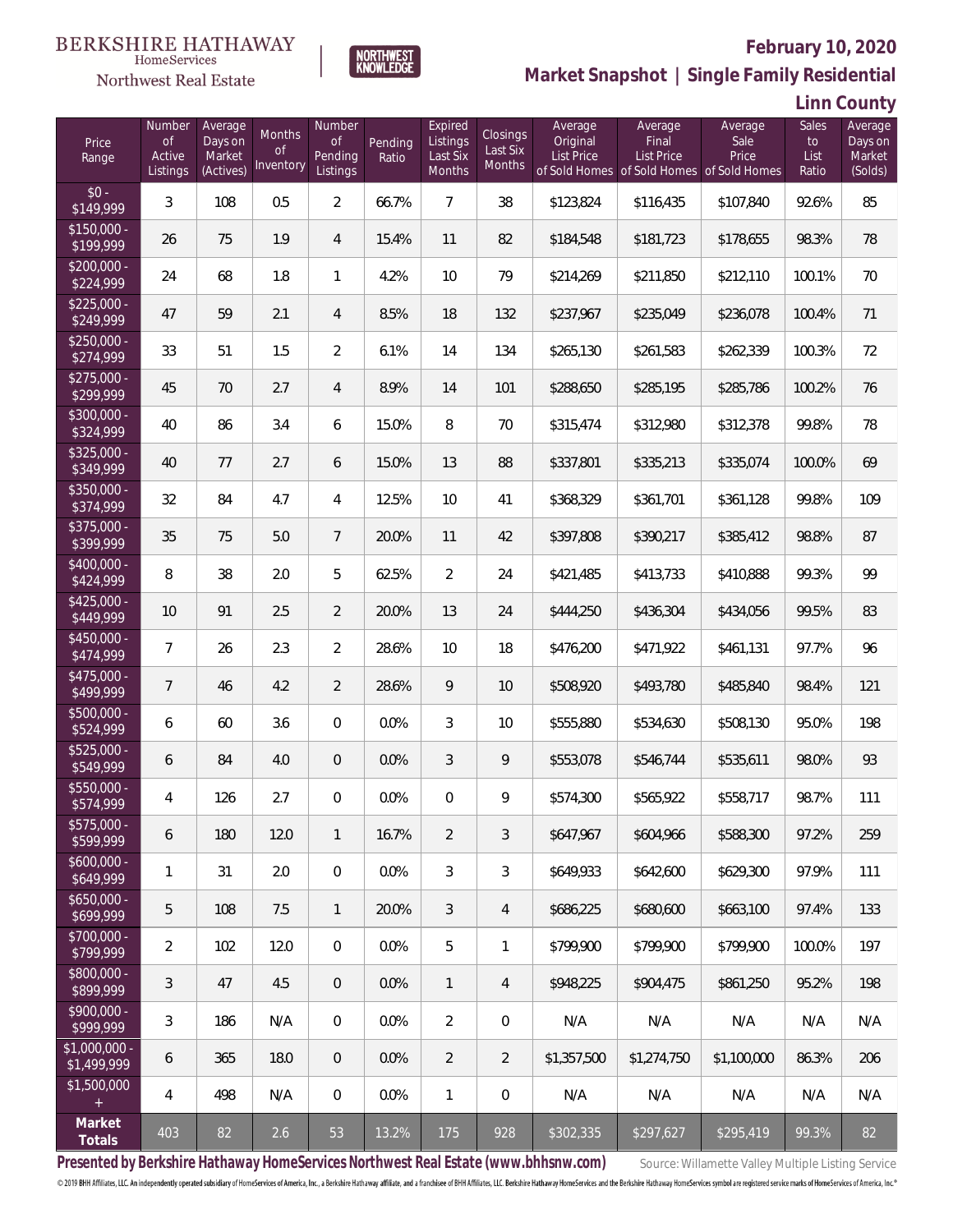BERKSHIRE HATHAWAY HomeServices Northwest Real Estate

NORTHWEST KNOWLEDGE

**February 10, 2020**

**Market Snapshot | Single Family Residential**

**Linn County**

| Price Range | Number of Active Listings | Average Days on Market (Actives) | Months of Inventory | Number of Pending Listings | Pending Ratio | Expired Listings Last Six Months | Closings Last Six Months | Average Original List Price of Sold Homes | Average Final List Price of Sold Homes | Average Sale Price of Sold Homes | Sales to List Ratio | Average Days on Market (Solds) |
|---|---|---|---|---|---|---|---|---|---|---|---|---|
| $0 - $149,999 | 3 | 108 | 0.5 | 2 | 66.7% | 7 | 38 | $123,824 | $116,435 | $107,840 | 92.6% | 85 |
| $150,000 - $199,999 | 26 | 75 | 1.9 | 4 | 15.4% | 11 | 82 | $184,548 | $181,723 | $178,655 | 98.3% | 78 |
| $200,000 - $224,999 | 24 | 68 | 1.8 | 1 | 4.2% | 10 | 79 | $214,269 | $211,850 | $212,110 | 100.1% | 70 |
| $225,000 - $249,999 | 47 | 59 | 2.1 | 4 | 8.5% | 18 | 132 | $237,967 | $235,049 | $236,078 | 100.4% | 71 |
| $250,000 - $274,999 | 33 | 51 | 1.5 | 2 | 6.1% | 14 | 134 | $265,130 | $261,583 | $262,339 | 100.3% | 72 |
| $275,000 - $299,999 | 45 | 70 | 2.7 | 4 | 8.9% | 14 | 101 | $288,650 | $285,195 | $285,786 | 100.2% | 76 |
| $300,000 - $324,999 | 40 | 86 | 3.4 | 6 | 15.0% | 8 | 70 | $315,474 | $312,980 | $312,378 | 99.8% | 78 |
| $325,000 - $349,999 | 40 | 77 | 2.7 | 6 | 15.0% | 13 | 88 | $337,801 | $335,213 | $335,074 | 100.0% | 69 |
| $350,000 - $374,999 | 32 | 84 | 4.7 | 4 | 12.5% | 10 | 41 | $368,329 | $361,701 | $361,128 | 99.8% | 109 |
| $375,000 - $399,999 | 35 | 75 | 5.0 | 7 | 20.0% | 11 | 42 | $397,808 | $390,217 | $385,412 | 98.8% | 87 |
| $400,000 - $424,999 | 8 | 38 | 2.0 | 5 | 62.5% | 2 | 24 | $421,485 | $413,733 | $410,888 | 99.3% | 99 |
| $425,000 - $449,999 | 10 | 91 | 2.5 | 2 | 20.0% | 13 | 24 | $444,250 | $436,304 | $434,056 | 99.5% | 83 |
| $450,000 - $474,999 | 7 | 26 | 2.3 | 2 | 28.6% | 10 | 18 | $476,200 | $471,922 | $461,131 | 97.7% | 96 |
| $475,000 - $499,999 | 7 | 46 | 4.2 | 2 | 28.6% | 9 | 10 | $508,920 | $493,780 | $485,840 | 98.4% | 121 |
| $500,000 - $524,999 | 6 | 60 | 3.6 | 0 | 0.0% | 3 | 10 | $555,880 | $534,630 | $508,130 | 95.0% | 198 |
| $525,000 - $549,999 | 6 | 84 | 4.0 | 0 | 0.0% | 3 | 9 | $553,078 | $546,744 | $535,611 | 98.0% | 93 |
| $550,000 - $574,999 | 4 | 126 | 2.7 | 0 | 0.0% | 0 | 9 | $574,300 | $565,922 | $558,717 | 98.7% | 111 |
| $575,000 - $599,999 | 6 | 180 | 12.0 | 1 | 16.7% | 2 | 3 | $647,967 | $604,966 | $588,300 | 97.2% | 259 |
| $600,000 - $649,999 | 1 | 31 | 2.0 | 0 | 0.0% | 3 | 3 | $649,933 | $642,600 | $629,300 | 97.9% | 111 |
| $650,000 - $699,999 | 5 | 108 | 7.5 | 1 | 20.0% | 3 | 4 | $686,225 | $680,600 | $663,100 | 97.4% | 133 |
| $700,000 - $799,999 | 2 | 102 | 12.0 | 0 | 0.0% | 5 | 1 | $799,900 | $799,900 | $799,900 | 100.0% | 197 |
| $800,000 - $899,999 | 3 | 47 | 4.5 | 0 | 0.0% | 1 | 4 | $948,225 | $904,475 | $861,250 | 95.2% | 198 |
| $900,000 - $999,999 | 3 | 186 | N/A | 0 | 0.0% | 2 | 0 | N/A | N/A | N/A | N/A | N/A |
| $1,000,000 - $1,499,999 | 6 | 365 | 18.0 | 0 | 0.0% | 2 | 2 | $1,357,500 | $1,274,750 | $1,100,000 | 86.3% | 206 |
| $1,500,000 + | 4 | 498 | N/A | 0 | 0.0% | 1 | 0 | N/A | N/A | N/A | N/A | N/A |
| **Market Totals** | 403 | 82 | 2.6 | 53 | 13.2% | 175 | 928 | $302,335 | $297,627 | $295,419 | 99.3% | 82 |

**Presented by Berkshire Hathaway HomeServices Northwest Real Estate (www.bhhsnw.com)** Source: Willamette Valley Multiple Listing Service

© 2019 BHH Affiliates, LLC. An independently operated subsidiary of HomeServices of America, Inc., a Berkshire Hathaway affiliate, and a franchisee of BHH Affiliates, LLC. Berkshire Hathaway HomeServices and the Berkshire Hathaway HomeServices symbol are registered service marks of HomeServices of America, Inc.®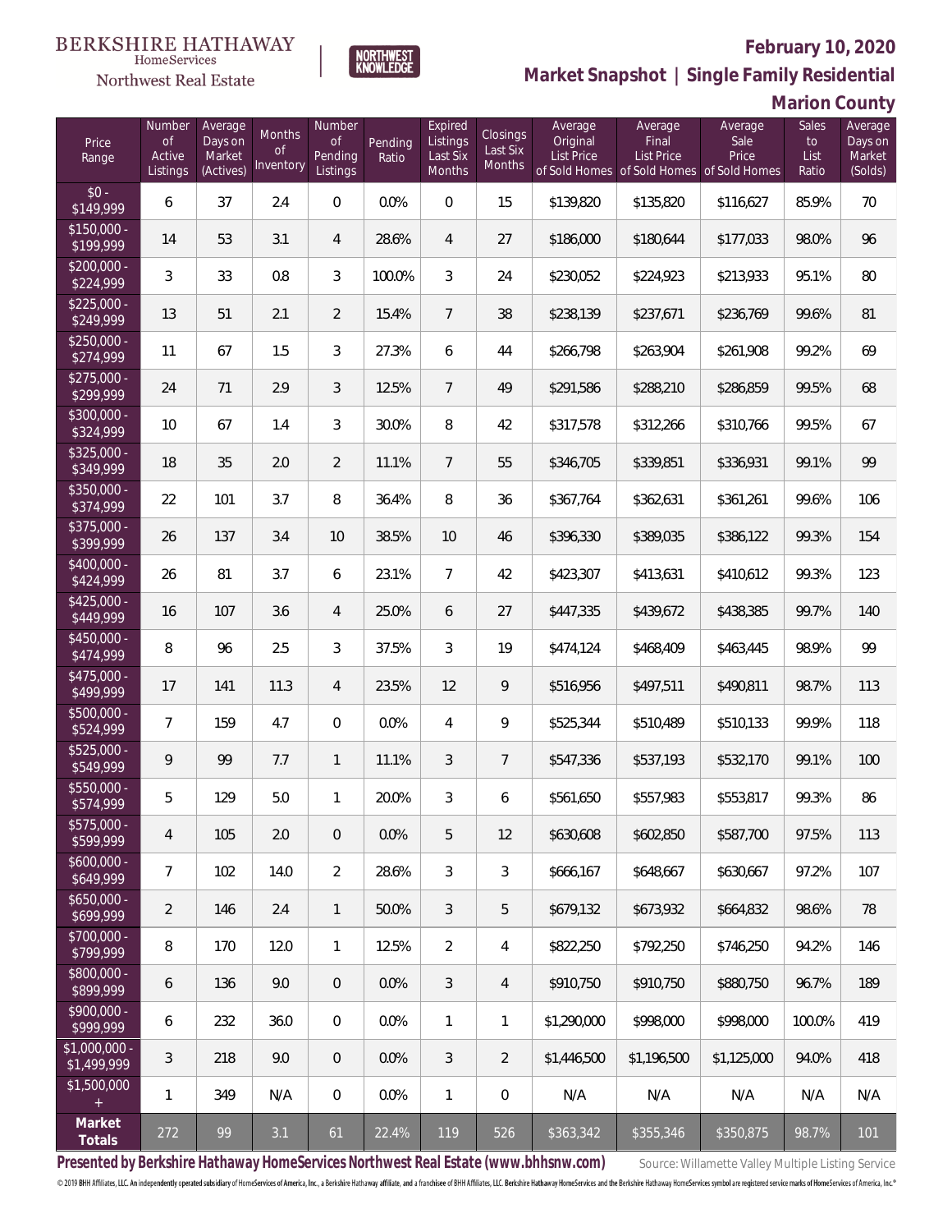BERKSHIRE HATHAWAY HomeServices
Northwest Real Estate

NORTHWEST KNOWLEDGE

## February 10, 2020
## Market Snapshot | Single Family Residential
## Marion County

| Price Range | Number of Active Listings | Average Days on Market (Actives) | Months of Inventory | Number of Pending Listings | Pending Ratio | Expired Listings Last Six Months | Closings Last Six Months | Average Original List Price of Sold Homes | Average Final List Price of Sold Homes | Average Sale Price of Sold Homes | Sales to List Ratio | Average Days on Market (Solds) |
|---|---|---|---|---|---|---|---|---|---|---|---|---|
| $0 - $149,999 | 6 | 37 | 2.4 | 0 | 0.0% | 0 | 15 | $139,820 | $135,820 | $116,627 | 85.9% | 70 |
| $150,000 - $199,999 | 14 | 53 | 3.1 | 4 | 28.6% | 4 | 27 | $186,000 | $180,644 | $177,033 | 98.0% | 96 |
| $200,000 - $224,999 | 3 | 33 | 0.8 | 3 | 100.0% | 3 | 24 | $230,052 | $224,923 | $213,933 | 95.1% | 80 |
| $225,000 - $249,999 | 13 | 51 | 2.1 | 2 | 15.4% | 7 | 38 | $238,139 | $237,671 | $236,769 | 99.6% | 81 |
| $250,000 - $274,999 | 11 | 67 | 1.5 | 3 | 27.3% | 6 | 44 | $266,798 | $263,904 | $261,908 | 99.2% | 69 |
| $275,000 - $299,999 | 24 | 71 | 2.9 | 3 | 12.5% | 7 | 49 | $291,586 | $288,210 | $286,859 | 99.5% | 68 |
| $300,000 - $324,999 | 10 | 67 | 1.4 | 3 | 30.0% | 8 | 42 | $317,578 | $312,266 | $310,766 | 99.5% | 67 |
| $325,000 - $349,999 | 18 | 35 | 2.0 | 2 | 11.1% | 7 | 55 | $346,705 | $339,851 | $336,931 | 99.1% | 99 |
| $350,000 - $374,999 | 22 | 101 | 3.7 | 8 | 36.4% | 8 | 36 | $367,764 | $362,631 | $361,261 | 99.6% | 106 |
| $375,000 - $399,999 | 26 | 137 | 3.4 | 10 | 38.5% | 10 | 46 | $396,330 | $389,035 | $386,122 | 99.3% | 154 |
| $400,000 - $424,999 | 26 | 81 | 3.7 | 6 | 23.1% | 7 | 42 | $423,307 | $413,631 | $410,612 | 99.3% | 123 |
| $425,000 - $449,999 | 16 | 107 | 3.6 | 4 | 25.0% | 6 | 27 | $447,335 | $439,672 | $438,385 | 99.7% | 140 |
| $450,000 - $474,999 | 8 | 96 | 2.5 | 3 | 37.5% | 3 | 19 | $474,124 | $468,409 | $463,445 | 98.9% | 99 |
| $475,000 - $499,999 | 17 | 141 | 11.3 | 4 | 23.5% | 12 | 9 | $516,956 | $497,511 | $490,811 | 98.7% | 113 |
| $500,000 - $524,999 | 7 | 159 | 4.7 | 0 | 0.0% | 4 | 9 | $525,344 | $510,489 | $510,133 | 99.9% | 118 |
| $525,000 - $549,999 | 9 | 99 | 7.7 | 1 | 11.1% | 3 | 7 | $547,336 | $537,193 | $532,170 | 99.1% | 100 |
| $550,000 - $574,999 | 5 | 129 | 5.0 | 1 | 20.0% | 3 | 6 | $561,650 | $557,983 | $553,817 | 99.3% | 86 |
| $575,000 - $599,999 | 4 | 105 | 2.0 | 0 | 0.0% | 5 | 12 | $630,608 | $602,850 | $587,700 | 97.5% | 113 |
| $600,000 - $649,999 | 7 | 102 | 14.0 | 2 | 28.6% | 3 | 3 | $666,167 | $648,667 | $630,667 | 97.2% | 107 |
| $650,000 - $699,999 | 2 | 146 | 2.4 | 1 | 50.0% | 3 | 5 | $679,132 | $673,932 | $664,832 | 98.6% | 78 |
| $700,000 - $799,999 | 8 | 170 | 12.0 | 1 | 12.5% | 2 | 4 | $822,250 | $792,250 | $746,250 | 94.2% | 146 |
| $800,000 - $899,999 | 6 | 136 | 9.0 | 0 | 0.0% | 3 | 4 | $910,750 | $910,750 | $880,750 | 96.7% | 189 |
| $900,000 - $999,999 | 6 | 232 | 36.0 | 0 | 0.0% | 1 | 1 | $1,290,000 | $998,000 | $998,000 | 100.0% | 419 |
| $1,000,000 - $1,499,999 | 3 | 218 | 9.0 | 0 | 0.0% | 3 | 2 | $1,446,500 | $1,196,500 | $1,125,000 | 94.0% | 418 |
| $1,500,000 + | 1 | 349 | N/A | 0 | 0.0% | 1 | 0 | N/A | N/A | N/A | N/A | N/A |
| **Market Totals** | 272 | 99 | 3.1 | 61 | 22.4% | 119 | 526 | $363,342 | $355,346 | $350,875 | 98.7% | 101 |

**Presented by Berkshire Hathaway HomeServices Northwest Real Estate (www.bhhsnw.com)**

Source: Willamette Valley Multiple Listing Service

© 2019 BHH Affiliates, LLC. An independently operated subsidiary of HomeServices of America, Inc., a Berkshire Hathaway affiliate, and a franchisee of BHH Affiliates, LLC. Berkshire Hathaway HomeServices and the Berkshire Hathaway HomeServices symbol are registered service marks of HomeServices of America, Inc.®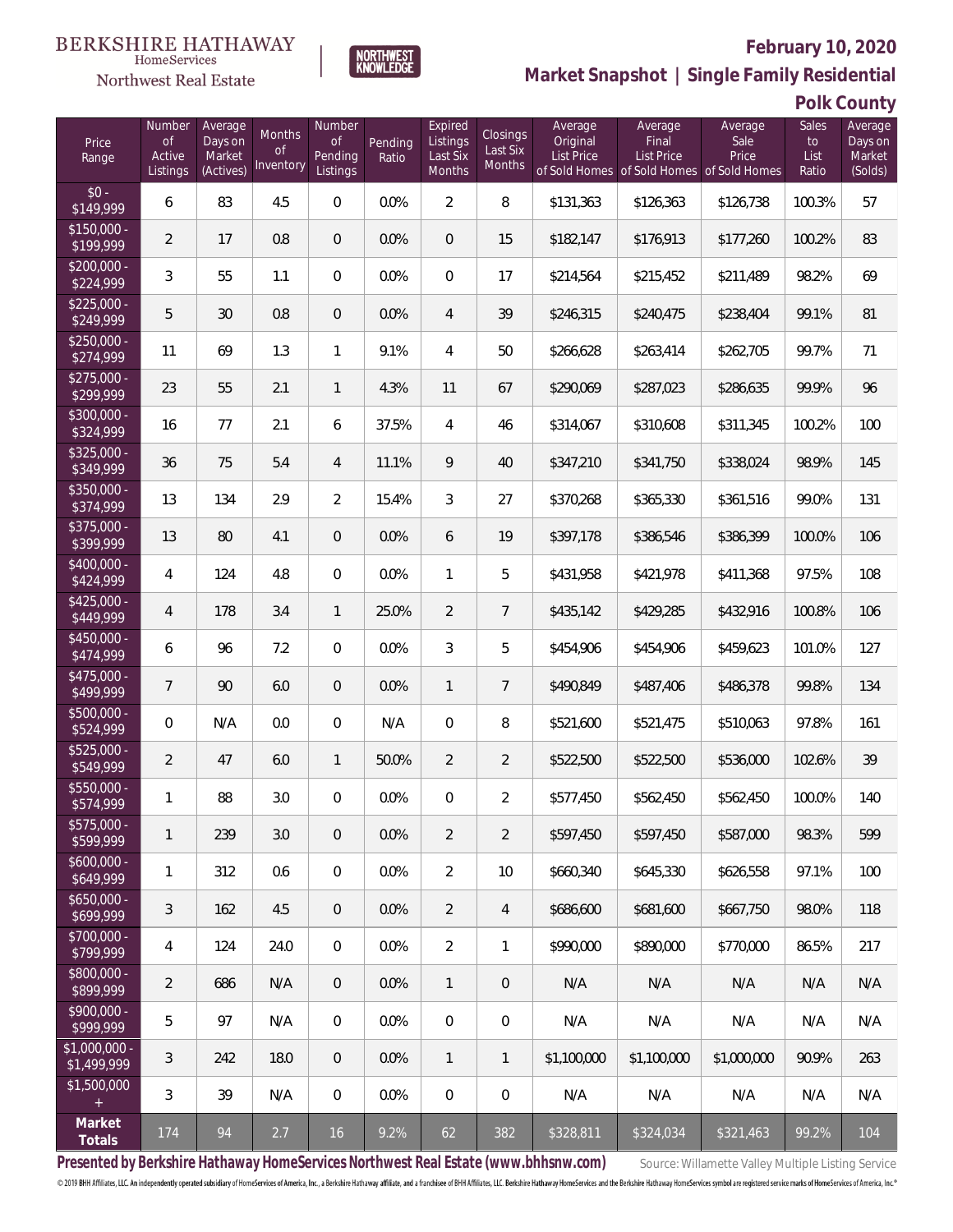BERKSHIRE HATHAWAY HomeServices Northwest Real Estate | NORTHWEST KNOWLEDGE

**February 10, 2020**

**Market Snapshot | Single Family Residential**

**Polk County**

| Price Range | Number of Active Listings | Average Days on Market (Actives) | Months of Inventory | Number of Pending Listings | Pending Ratio | Expired Listings Last Six Months | Closings Last Six Months | Average Original List Price of Sold Homes | Average Final List Price of Sold Homes | Average Sale Price of Sold Homes | Sales to List Ratio | Average Days on Market (Solds) |
|---|---|---|---|---|---|---|---|---|---|---|---|---|
| $0 - $149,999 | 6 | 83 | 4.5 | 0 | 0.0% | 2 | 8 | $131,363 | $126,363 | $126,738 | 100.3% | 57 |
| $150,000 - $199,999 | 2 | 17 | 0.8 | 0 | 0.0% | 0 | 15 | $182,147 | $176,913 | $177,260 | 100.2% | 83 |
| $200,000 - $224,999 | 3 | 55 | 1.1 | 0 | 0.0% | 0 | 17 | $214,564 | $215,452 | $211,489 | 98.2% | 69 |
| $225,000 - $249,999 | 5 | 30 | 0.8 | 0 | 0.0% | 4 | 39 | $246,315 | $240,475 | $238,404 | 99.1% | 81 |
| $250,000 - $274,999 | 11 | 69 | 1.3 | 1 | 9.1% | 4 | 50 | $266,628 | $263,414 | $262,705 | 99.7% | 71 |
| $275,000 - $299,999 | 23 | 55 | 2.1 | 1 | 4.3% | 11 | 67 | $290,069 | $287,023 | $286,635 | 99.9% | 96 |
| $300,000 - $324,999 | 16 | 77 | 2.1 | 6 | 37.5% | 4 | 46 | $314,067 | $310,608 | $311,345 | 100.2% | 100 |
| $325,000 - $349,999 | 36 | 75 | 5.4 | 4 | 11.1% | 9 | 40 | $347,210 | $341,750 | $338,024 | 98.9% | 145 |
| $350,000 - $374,999 | 13 | 134 | 2.9 | 2 | 15.4% | 3 | 27 | $370,268 | $365,330 | $361,516 | 99.0% | 131 |
| $375,000 - $399,999 | 13 | 80 | 4.1 | 0 | 0.0% | 6 | 19 | $397,178 | $386,546 | $386,399 | 100.0% | 106 |
| $400,000 - $424,999 | 4 | 124 | 4.8 | 0 | 0.0% | 1 | 5 | $431,958 | $421,978 | $411,368 | 97.5% | 108 |
| $425,000 - $449,999 | 4 | 178 | 3.4 | 1 | 25.0% | 2 | 7 | $435,142 | $429,285 | $432,916 | 100.8% | 106 |
| $450,000 - $474,999 | 6 | 96 | 7.2 | 0 | 0.0% | 3 | 5 | $454,906 | $454,906 | $459,623 | 101.0% | 127 |
| $475,000 - $499,999 | 7 | 90 | 6.0 | 0 | 0.0% | 1 | 7 | $490,849 | $487,406 | $486,378 | 99.8% | 134 |
| $500,000 - $524,999 | 0 | N/A | 0.0 | 0 | N/A | 0 | 8 | $521,600 | $521,475 | $510,063 | 97.8% | 161 |
| $525,000 - $549,999 | 2 | 47 | 6.0 | 1 | 50.0% | 2 | 2 | $522,500 | $522,500 | $536,000 | 102.6% | 39 |
| $550,000 - $574,999 | 1 | 88 | 3.0 | 0 | 0.0% | 0 | 2 | $577,450 | $562,450 | $562,450 | 100.0% | 140 |
| $575,000 - $599,999 | 1 | 239 | 3.0 | 0 | 0.0% | 2 | 2 | $597,450 | $597,450 | $587,000 | 98.3% | 599 |
| $600,000 - $649,999 | 1 | 312 | 0.6 | 0 | 0.0% | 2 | 10 | $660,340 | $645,330 | $626,558 | 97.1% | 100 |
| $650,000 - $699,999 | 3 | 162 | 4.5 | 0 | 0.0% | 2 | 4 | $686,600 | $681,600 | $667,750 | 98.0% | 118 |
| $700,000 - $799,999 | 4 | 124 | 24.0 | 0 | 0.0% | 2 | 1 | $990,000 | $890,000 | $770,000 | 86.5% | 217 |
| $800,000 - $899,999 | 2 | 686 | N/A | 0 | 0.0% | 1 | 0 | N/A | N/A | N/A | N/A | N/A |
| $900,000 - $999,999 | 5 | 97 | N/A | 0 | 0.0% | 0 | 0 | N/A | N/A | N/A | N/A | N/A |
| $1,000,000 - $1,499,999 | 3 | 242 | 18.0 | 0 | 0.0% | 1 | 1 | $1,100,000 | $1,100,000 | $1,000,000 | 90.9% | 263 |
| $1,500,000 + | 3 | 39 | N/A | 0 | 0.0% | 0 | 0 | N/A | N/A | N/A | N/A | N/A |
| **Market Totals** | 174 | 94 | 2.7 | 16 | 9.2% | 62 | 382 | $328,811 | $324,034 | $321,463 | 99.2% | 104 |

**Presented by Berkshire Hathaway HomeServices Northwest Real Estate (www.bhhsnw.com)**

Source: Willamette Valley Multiple Listing Service

© 2019 BHH Affiliates, LLC. An independently operated subsidiary of HomeServices of America, Inc., a Berkshire Hathaway affiliate, and a franchisee of BHH Affiliates, LLC. Berkshire Hathaway HomeServices and the Berkshire Hathaway HomeServices symbol are registered service marks of HomeServices of America, Inc.®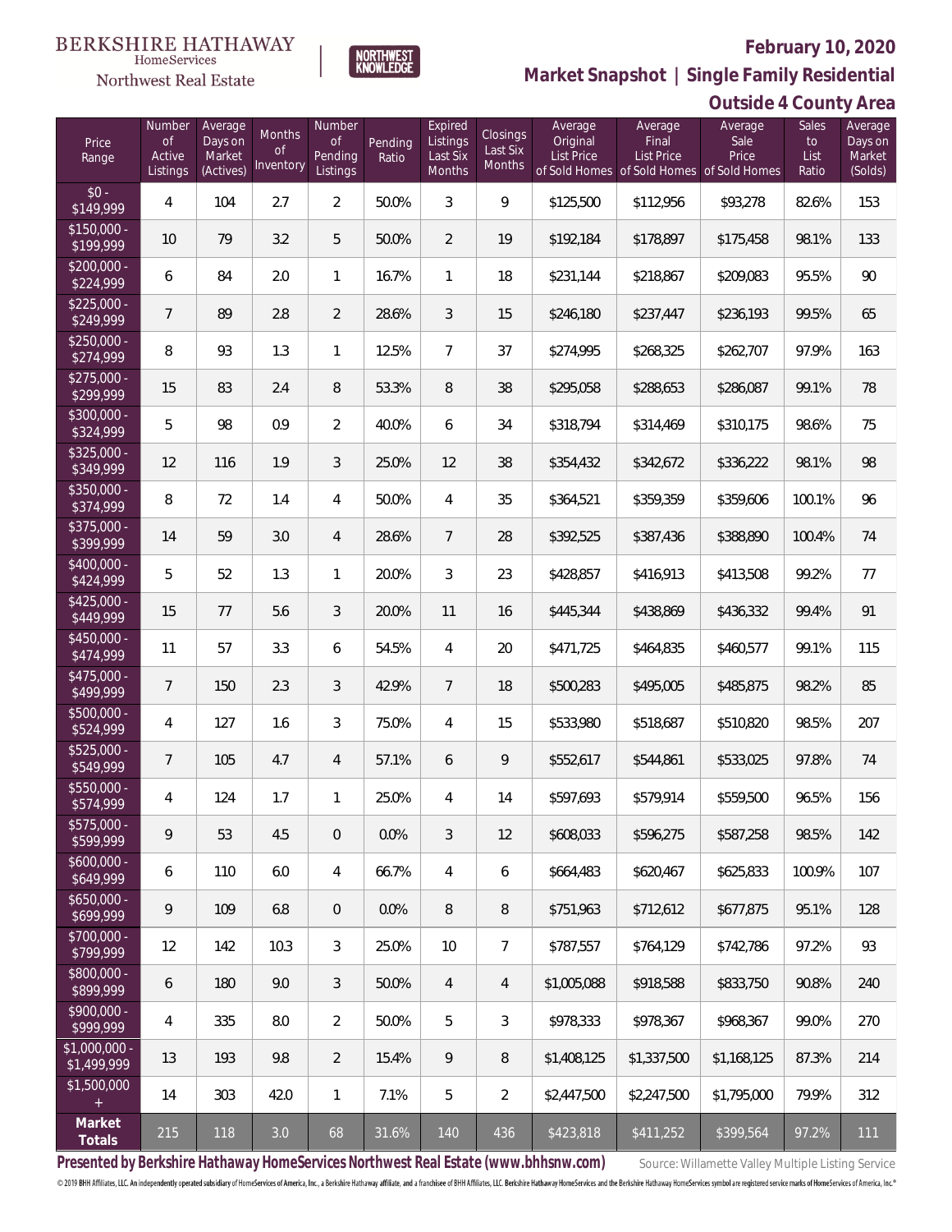BERKSHIRE HATHAWAY
HomeServices
Northwest Real Estate

NORTHWEST KNOWLEDGE

**February 10, 2020**

**Market Snapshot | Single Family Residential**

**Outside 4 County Area**

| Price Range | Number of Active Listings | Average Days on Market (Actives) | Months of Inventory | Number of Pending Listings | Pending Ratio | Expired Listings Last Six Months | Closings Last Six Months | Average Original List Price of Sold Homes | Average Final List Price of Sold Homes | Average Sale Price of Sold Homes | Sales to List Ratio | Average Days on Market (Solds) |
|---|---|---|---|---|---|---|---|---|---|---|---|---|
| $0 - $149,999 | 4 | 104 | 2.7 | 2 | 50.0% | 3 | 9 | $125,500 | $112,956 | $93,278 | 82.6% | 153 |
| $150,000 - $199,999 | 10 | 79 | 3.2 | 5 | 50.0% | 2 | 19 | $192,184 | $178,897 | $175,458 | 98.1% | 133 |
| $200,000 - $224,999 | 6 | 84 | 2.0 | 1 | 16.7% | 1 | 18 | $231,144 | $218,867 | $209,083 | 95.5% | 90 |
| $225,000 - $249,999 | 7 | 89 | 2.8 | 2 | 28.6% | 3 | 15 | $246,180 | $237,447 | $236,193 | 99.5% | 65 |
| $250,000 - $274,999 | 8 | 93 | 1.3 | 1 | 12.5% | 7 | 37 | $274,995 | $268,325 | $262,707 | 97.9% | 163 |
| $275,000 - $299,999 | 15 | 83 | 2.4 | 8 | 53.3% | 8 | 38 | $295,058 | $288,653 | $286,087 | 99.1% | 78 |
| $300,000 - $324,999 | 5 | 98 | 0.9 | 2 | 40.0% | 6 | 34 | $318,794 | $314,469 | $310,175 | 98.6% | 75 |
| $325,000 - $349,999 | 12 | 116 | 1.9 | 3 | 25.0% | 12 | 38 | $354,432 | $342,672 | $336,222 | 98.1% | 98 |
| $350,000 - $374,999 | 8 | 72 | 1.4 | 4 | 50.0% | 4 | 35 | $364,521 | $359,359 | $359,606 | 100.1% | 96 |
| $375,000 - $399,999 | 14 | 59 | 3.0 | 4 | 28.6% | 7 | 28 | $392,525 | $387,436 | $388,890 | 100.4% | 74 |
| $400,000 - $424,999 | 5 | 52 | 1.3 | 1 | 20.0% | 3 | 23 | $428,857 | $416,913 | $413,508 | 99.2% | 77 |
| $425,000 - $449,999 | 15 | 77 | 5.6 | 3 | 20.0% | 11 | 16 | $445,344 | $438,869 | $436,332 | 99.4% | 91 |
| $450,000 - $474,999 | 11 | 57 | 3.3 | 6 | 54.5% | 4 | 20 | $471,725 | $464,835 | $460,577 | 99.1% | 115 |
| $475,000 - $499,999 | 7 | 150 | 2.3 | 3 | 42.9% | 7 | 18 | $500,283 | $495,005 | $485,875 | 98.2% | 85 |
| $500,000 - $524,999 | 4 | 127 | 1.6 | 3 | 75.0% | 4 | 15 | $533,980 | $518,687 | $510,820 | 98.5% | 207 |
| $525,000 - $549,999 | 7 | 105 | 4.7 | 4 | 57.1% | 6 | 9 | $552,617 | $544,861 | $533,025 | 97.8% | 74 |
| $550,000 - $574,999 | 4 | 124 | 1.7 | 1 | 25.0% | 4 | 14 | $597,693 | $579,914 | $559,500 | 96.5% | 156 |
| $575,000 - $599,999 | 9 | 53 | 4.5 | 0 | 0.0% | 3 | 12 | $608,033 | $596,275 | $587,258 | 98.5% | 142 |
| $600,000 - $649,999 | 6 | 110 | 6.0 | 4 | 66.7% | 4 | 6 | $664,483 | $620,467 | $625,833 | 100.9% | 107 |
| $650,000 - $699,999 | 9 | 109 | 6.8 | 0 | 0.0% | 8 | 8 | $751,963 | $712,612 | $677,875 | 95.1% | 128 |
| $700,000 - $799,999 | 12 | 142 | 10.3 | 3 | 25.0% | 10 | 7 | $787,557 | $764,129 | $742,786 | 97.2% | 93 |
| $800,000 - $899,999 | 6 | 180 | 9.0 | 3 | 50.0% | 4 | 4 | $1,005,088 | $918,588 | $833,750 | 90.8% | 240 |
| $900,000 - $999,999 | 4 | 335 | 8.0 | 2 | 50.0% | 5 | 3 | $978,333 | $978,367 | $968,367 | 99.0% | 270 |
| $1,000,000 - $1,499,999 | 13 | 193 | 9.8 | 2 | 15.4% | 9 | 8 | $1,408,125 | $1,337,500 | $1,168,125 | 87.3% | 214 |
| $1,500,000 + | 14 | 303 | 42.0 | 1 | 7.1% | 5 | 2 | $2,447,500 | $2,247,500 | $1,795,000 | 79.9% | 312 |
| **Market Totals** | 215 | 118 | 3.0 | 68 | 31.6% | 140 | 436 | $423,818 | $411,252 | $399,564 | 97.2% | 111 |

**Presented by Berkshire Hathaway HomeServices Northwest Real Estate (www.bhhsnw.com)** Source: Willamette Valley Multiple Listing Service

© 2019 BHH Affiliates, LLC. An independently operated subsidiary of HomeServices of America, Inc., a Berkshire Hathaway affiliate, and a franchisee of BHH Affiliates, LLC. Berkshire Hathaway HomeServices and the Berkshire Hathaway HomeServices symbol are registered service marks of HomeServices of America, Inc.®